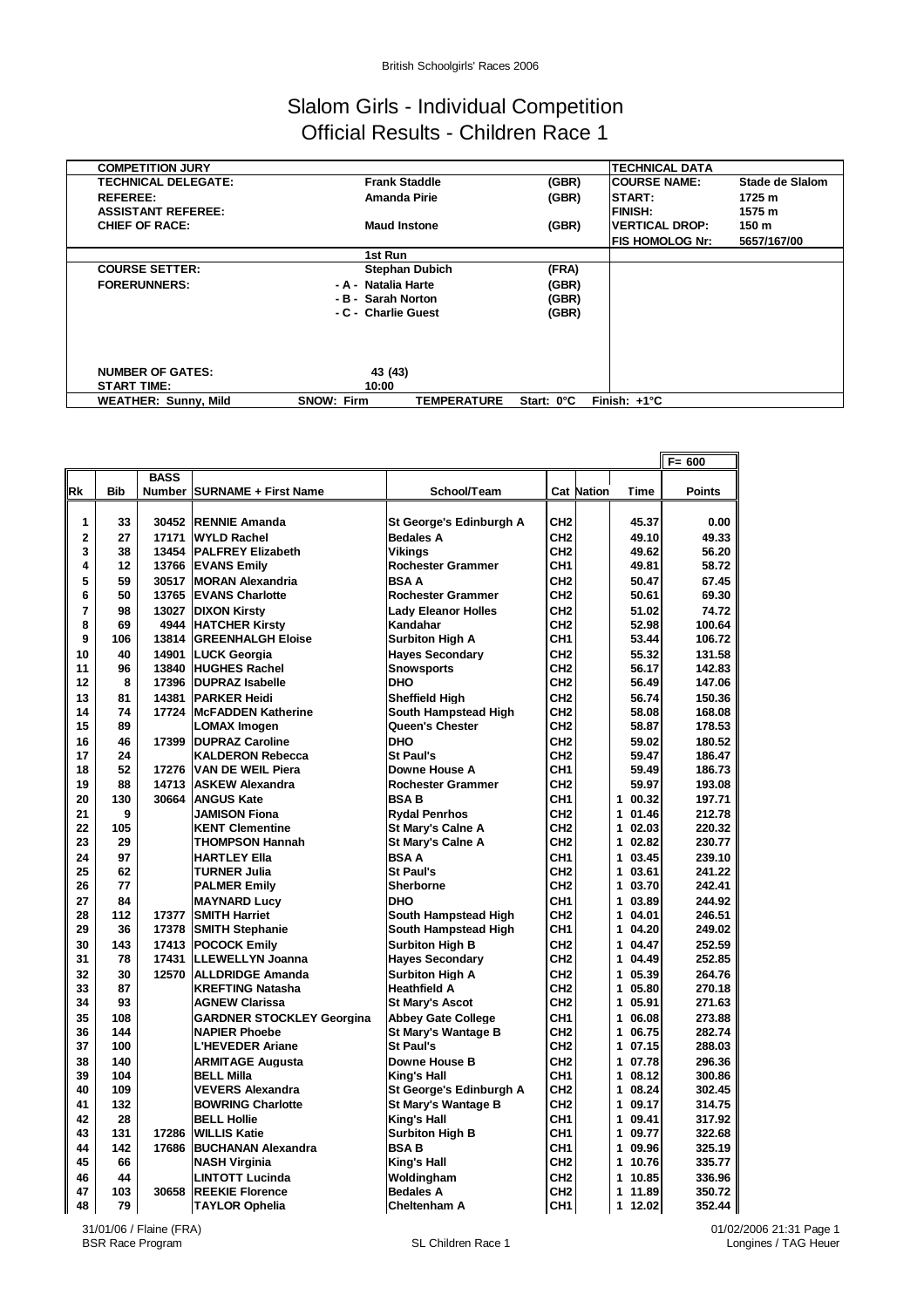British Schoolgirls' Races 2006

# Slalom Girls - Individual Competition
## Official Results - Children Race 1

| COMPETITION JURY | | | TECHNICAL DATA | |
|---|---|---|---|---|
| TECHNICAL DELEGATE: | Frank Staddle | (GBR) | COURSE NAME: | Stade de Slalom |
| REFEREE: | Amanda Pirie | (GBR) | START: | 1725 m |
| ASSISTANT REFEREE: | | | FINISH: | 1575 m |
| CHIEF OF RACE: | Maud Instone | (GBR) | VERTICAL DROP: | 150 m |
| | | | FIS HOMOLOG Nr: | 5657/167/00 |
| | 1st Run | | | |
| COURSE SETTER: | Stephan Dubich | (FRA) | | |
| FORERUNNERS: | - A - Natalia Harte | (GBR) | | |
| | - B - Sarah Norton | (GBR) | | |
| | - C - Charlie Guest | (GBR) | | |
| NUMBER OF GATES: | 43 (43) | | | |
| START TIME: | 10:00 | | | |
| WEATHER: Sunny, Mild | SNOW: Firm | TEMPERATURE Start: 0°C | Finish: +1°C | |

F= 600

| Rk | Bib | BASS Number | SURNAME + First Name | School/Team | Cat | Nation | Time | Points |
|---|---|---|---|---|---|---|---|---|
| 1 | 33 | 30452 | RENNIE Amanda | St George's Edinburgh A | CH2 | | 45.37 | 0.00 |
| 2 | 27 | 17171 | WYLD Rachel | Bedales A | CH2 | | 49.10 | 49.33 |
| 3 | 38 | 13454 | PALFREY Elizabeth | Vikings | CH2 | | 49.62 | 56.20 |
| 4 | 12 | 13766 | EVANS Emily | Rochester Grammer | CH1 | | 49.81 | 58.72 |
| 5 | 59 | 30517 | MORAN Alexandria | BSA A | CH2 | | 50.47 | 67.45 |
| 6 | 50 | 13765 | EVANS Charlotte | Rochester Grammer | CH2 | | 50.61 | 69.30 |
| 7 | 98 | 13027 | DIXON Kirsty | Lady Eleanor Holles | CH2 | | 51.02 | 74.72 |
| 8 | 69 | 4944 | HATCHER Kirsty | Kandahar | CH2 | | 52.98 | 100.64 |
| 9 | 106 | 13814 | GREENHALGH Eloise | Surbiton High A | CH1 | | 53.44 | 106.72 |
| 10 | 40 | 14901 | LUCK Georgia | Hayes Secondary | CH2 | | 55.32 | 131.58 |
| 11 | 96 | 13840 | HUGHES Rachel | Snowsports | CH2 | | 56.17 | 142.83 |
| 12 | 8 | 17396 | DUPRAZ Isabelle | DHO | CH2 | | 56.49 | 147.06 |
| 13 | 81 | 14381 | PARKER Heidi | Sheffield High | CH2 | | 56.74 | 150.36 |
| 14 | 74 | 17724 | McFADDEN Katherine | South Hampstead High | CH2 | | 58.08 | 168.08 |
| 15 | 89 | | LOMAX Imogen | Queen's Chester | CH2 | | 58.87 | 178.53 |
| 16 | 46 | 17399 | DUPRAZ Caroline | DHO | CH2 | | 59.02 | 180.52 |
| 17 | 24 | | KALDERON Rebecca | St Paul's | CH2 | | 59.47 | 186.47 |
| 18 | 52 | 17276 | VAN DE WEIL Piera | Downe House A | CH1 | | 59.49 | 186.73 |
| 19 | 88 | 14713 | ASKEW Alexandra | Rochester Grammer | CH2 | | 59.97 | 193.08 |
| 20 | 130 | 30664 | ANGUS Kate | BSA B | CH1 | | 1 00.32 | 197.71 |
| 21 | 9 | | JAMISON Fiona | Rydal Penrhos | CH2 | | 1 01.46 | 212.78 |
| 22 | 105 | | KENT Clementine | St Mary's Calne A | CH2 | | 1 02.03 | 220.32 |
| 23 | 29 | | THOMPSON Hannah | St Mary's Calne A | CH2 | | 1 02.82 | 230.77 |
| 24 | 97 | | HARTLEY Ella | BSA A | CH1 | | 1 03.45 | 239.10 |
| 25 | 62 | | TURNER Julia | St Paul's | CH2 | | 1 03.61 | 241.22 |
| 26 | 77 | | PALMER Emily | Sherborne | CH2 | | 1 03.70 | 242.41 |
| 27 | 84 | | MAYNARD Lucy | DHO | CH1 | | 1 03.89 | 244.92 |
| 28 | 112 | 17377 | SMITH Harriet | South Hampstead High | CH2 | | 1 04.01 | 246.51 |
| 29 | 36 | 17378 | SMITH Stephanie | South Hampstead High | CH1 | | 1 04.20 | 249.02 |
| 30 | 143 | 17413 | POCOCK Emily | Surbiton High B | CH2 | | 1 04.47 | 252.59 |
| 31 | 78 | 17431 | LLEWELLYN Joanna | Hayes Secondary | CH2 | | 1 04.49 | 252.85 |
| 32 | 30 | 12570 | ALLDRIDGE Amanda | Surbiton High A | CH2 | | 1 05.39 | 264.76 |
| 33 | 87 | | KREFTING Natasha | Heathfield A | CH2 | | 1 05.80 | 270.18 |
| 34 | 93 | | AGNEW Clarissa | St Mary's Ascot | CH2 | | 1 05.91 | 271.63 |
| 35 | 108 | | GARDNER STOCKLEY Georgina | Abbey Gate College | CH1 | | 1 06.08 | 273.88 |
| 36 | 144 | | NAPIER Phoebe | St Mary's Wantage B | CH2 | | 1 06.75 | 282.74 |
| 37 | 100 | | L'HEVEDER Ariane | St Paul's | CH2 | | 1 07.15 | 288.03 |
| 38 | 140 | | ARMITAGE Augusta | Downe House B | CH2 | | 1 07.78 | 296.36 |
| 39 | 104 | | BELL Milla | King's Hall | CH1 | | 1 08.12 | 300.86 |
| 40 | 109 | | VEVERS Alexandra | St George's Edinburgh A | CH2 | | 1 08.24 | 302.45 |
| 41 | 132 | | BOWRING Charlotte | St Mary's Wantage B | CH2 | | 1 09.17 | 314.75 |
| 42 | 28 | | BELL Hollie | King's Hall | CH1 | | 1 09.41 | 317.92 |
| 43 | 131 | 17286 | WILLIS Katie | Surbiton High B | CH1 | | 1 09.77 | 322.68 |
| 44 | 142 | 17686 | BUCHANAN Alexandra | BSA B | CH1 | | 1 09.96 | 325.19 |
| 45 | 66 | | NASH Virginia | King's Hall | CH2 | | 1 10.76 | 335.77 |
| 46 | 44 | | LINTOTT Lucinda | Woldingham | CH2 | | 1 10.85 | 336.96 |
| 47 | 103 | 30658 | REEKIE Florence | Bedales A | CH2 | | 1 11.89 | 350.72 |
| 48 | 79 | | TAYLOR Ophelia | Cheltenham A | CH1 | | 1 12.02 | 352.44 |

31/01/06 / Flaine (FRA)
BSR Race Program
SL Children Race 1
01/02/2006 21:31
Longines / TAG Heuer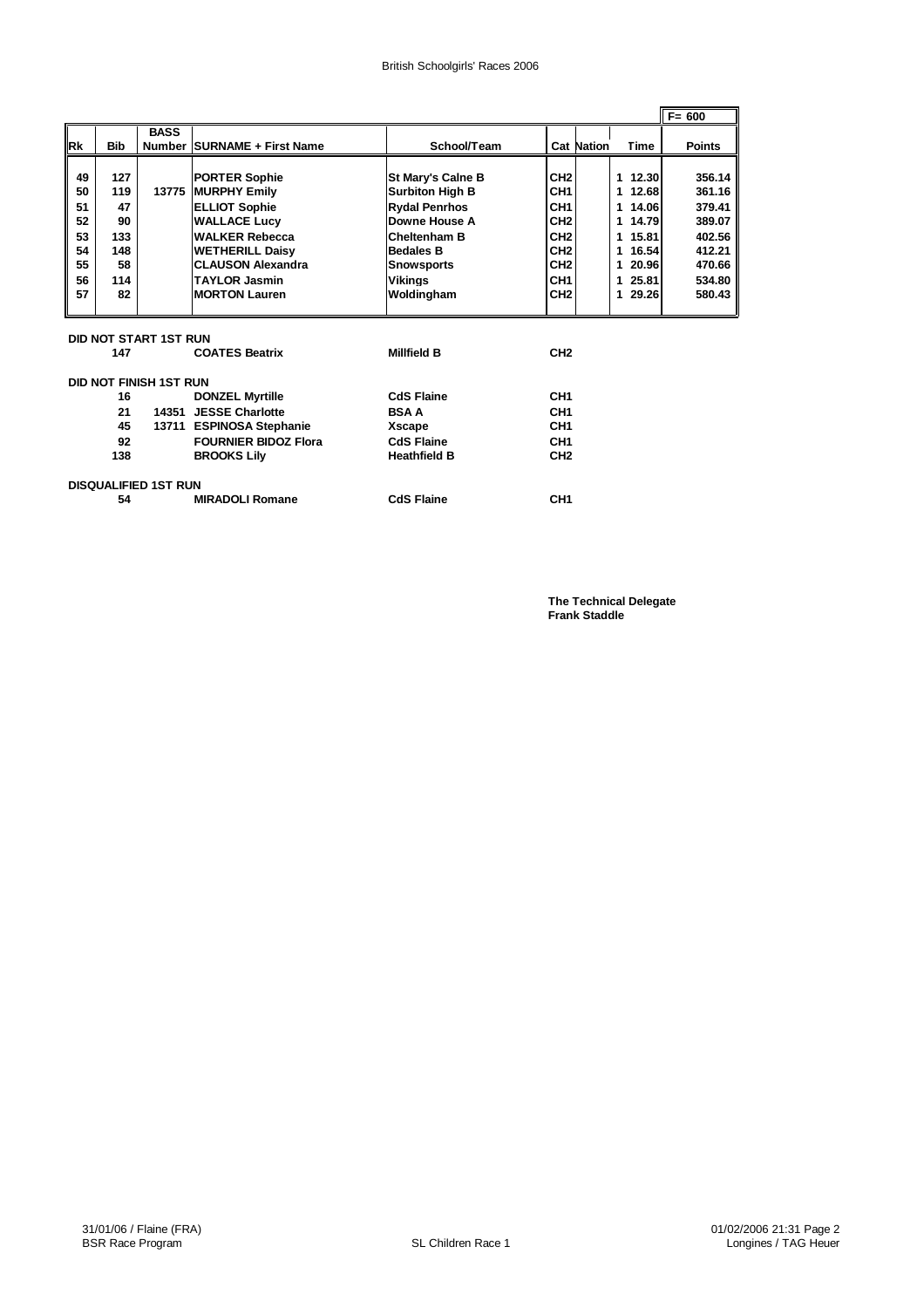British Schoolgirls' Races 2006

| Rk | Bib | BASS Number | SURNAME + First Name | School/Team | Cat | Nation | Time | Points |
|---|---|---|---|---|---|---|---|---|
| | | | | | | | | F= 600 |
| 49 | 127 | | PORTER Sophie | St Mary's Calne B | CH2 | | 1 12.30 | 356.14 |
| 50 | 119 | 13775 | MURPHY Emily | Surbiton High B | CH1 | | 1 12.68 | 361.16 |
| 51 | 47 | | ELLIOT Sophie | Rydal Penrhos | CH1 | | 1 14.06 | 379.41 |
| 52 | 90 | | WALLACE Lucy | Downe House A | CH2 | | 1 14.79 | 389.07 |
| 53 | 133 | | WALKER Rebecca | Cheltenham B | CH2 | | 1 15.81 | 402.56 |
| 54 | 148 | | WETHERILL Daisy | Bedales B | CH2 | | 1 16.54 | 412.21 |
| 55 | 58 | | CLAUSON Alexandra | Snowsports | CH2 | | 1 20.96 | 470.66 |
| 56 | 114 | | TAYLOR Jasmin | Vikings | CH1 | | 1 25.81 | 534.80 |
| 57 | 82 | | MORTON Lauren | Woldingham | CH2 | | 1 29.26 | 580.43 |

**DID NOT START 1ST RUN**

| Bib | BASS Number | SURNAME + First Name | School/Team | Cat |
|---|---|---|---|---|
| 147 | | COATES Beatrix | Millfield B | CH2 |

**DID NOT FINISH 1ST RUN**

| Bib | BASS Number | SURNAME + First Name | School/Team | Cat |
|---|---|---|---|---|
| 16 | | DONZEL Myrtille | CdS Flaine | CH1 |
| 21 | 14351 | JESSE Charlotte | BSA A | CH1 |
| 45 | 13711 | ESPINOSA Stephanie | Xscape | CH1 |
| 92 | | FOURNIER BIDOZ Flora | CdS Flaine | CH1 |
| 138 | | BROOKS Lily | Heathfield B | CH2 |

**DISQUALIFIED 1ST RUN**

| Bib | BASS Number | SURNAME + First Name | School/Team | Cat |
|---|---|---|---|---|
| 54 | | MIRADOLI Romane | CdS Flaine | CH1 |

**The Technical Delegate**
**Frank Staddle**

31/01/06 / Flaine (FRA)
BSR Race Program

SL Children Race 1

01/02/2006 21:31
Longines / TAG Heuer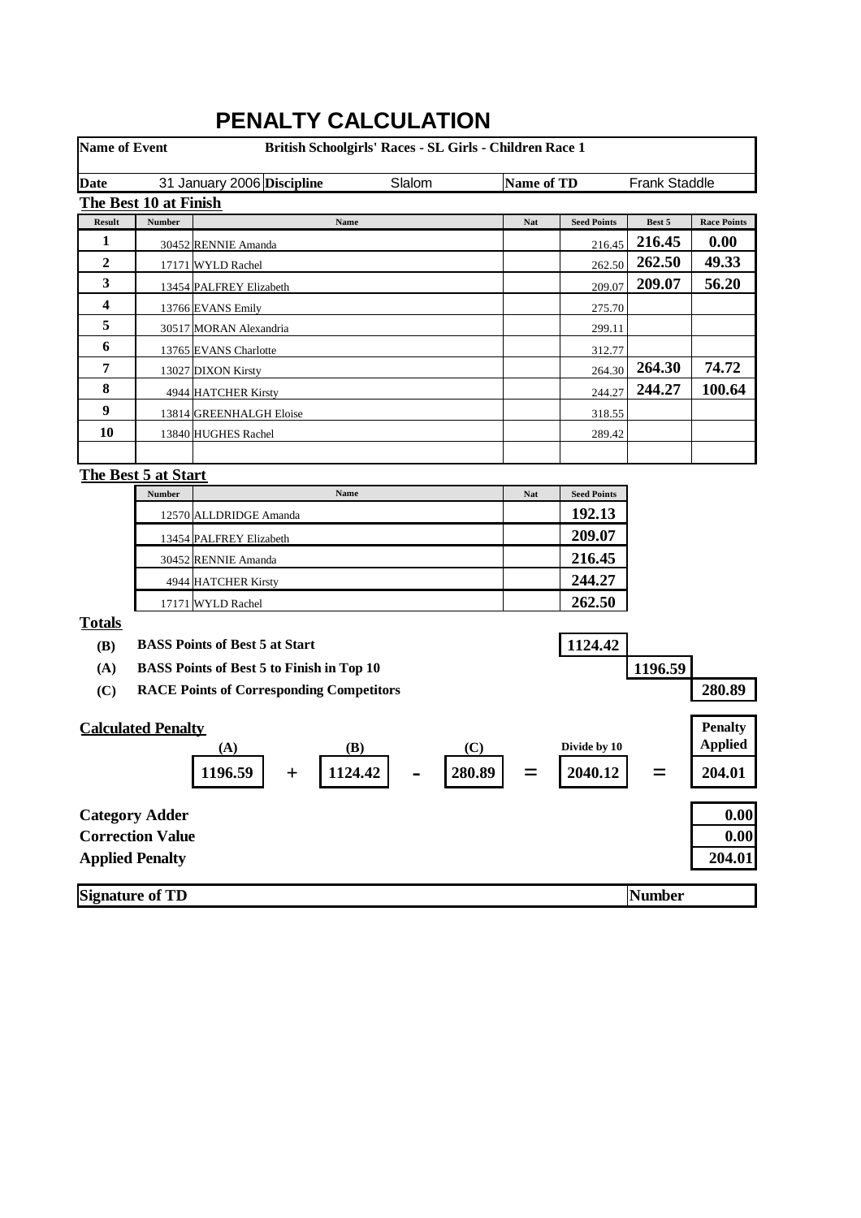# PENALTY CALCULATION

| **Name of Event** | **British Schoolgirls' Races - SL Girls - Children Race 1** | | |
|---|---|---|---|
| **Date** 31 January 2006 | **Discipline** Slalom | **Name of TD** | Frank Staddle |

## The Best 10 at Finish

| Result | Number | Name | Nat | Seed Points | Best 5 | Race Points |
|---|---|---|---|---|---|---|
| **1** | 30452 | RENNIE Amanda | | 216.45 | **216.45** | **0.00** |
| **2** | 17171 | WYLD Rachel | | 262.50 | **262.50** | **49.33** |
| **3** | 13454 | PALFREY Elizabeth | | 209.07 | **209.07** | **56.20** |
| **4** | 13766 | EVANS Emily | | 275.70 | | |
| **5** | 30517 | MORAN Alexandria | | 299.11 | | |
| **6** | 13765 | EVANS Charlotte | | 312.77 | | |
| **7** | 13027 | DIXON Kirsty | | 264.30 | **264.30** | **74.72** |
| **8** | 4944 | HATCHER Kirsty | | 244.27 | **244.27** | **100.64** |
| **9** | 13814 | GREENHALGH Eloise | | 318.55 | | |
| **10** | 13840 | HUGHES Rachel | | 289.42 | | |
| | | | | | | |

## The Best 5 at Start

| Number | Name | Nat | Seed Points |
|---|---|---|---|
| 12570 | ALLDRIDGE Amanda | | **192.13** |
| 13454 | PALFREY Elizabeth | | **209.07** |
| 30452 | RENNIE Amanda | | **216.45** |
| 4944 | HATCHER Kirsty | | **244.27** |
| 17171 | WYLD Rachel | | **262.50** |

## Totals

| | | |
|---|---|---|
| **(B)** | **BASS Points of Best 5 at Start** | **1124.42** |
| **(A)** | **BASS Points of Best 5 to Finish in Top 10** | **1196.59** |
| **(C)** | **RACE Points of Corresponding Competitors** | **280.89** |

## Calculated Penalty

| (A) | | (B) | | (C) | | Divide by 10 | | Penalty Applied |
|---|---|---|---|---|---|---|---|---|
| **1196.59** | + | **1124.42** | - | **280.89** | = | **2040.12** | = | **204.01** |

| | |
|---|---|
| **Category Adder** | **0.00** |
| **Correction Value** | **0.00** |
| **Applied Penalty** | **204.01** |

**Signature of TD** | **Number**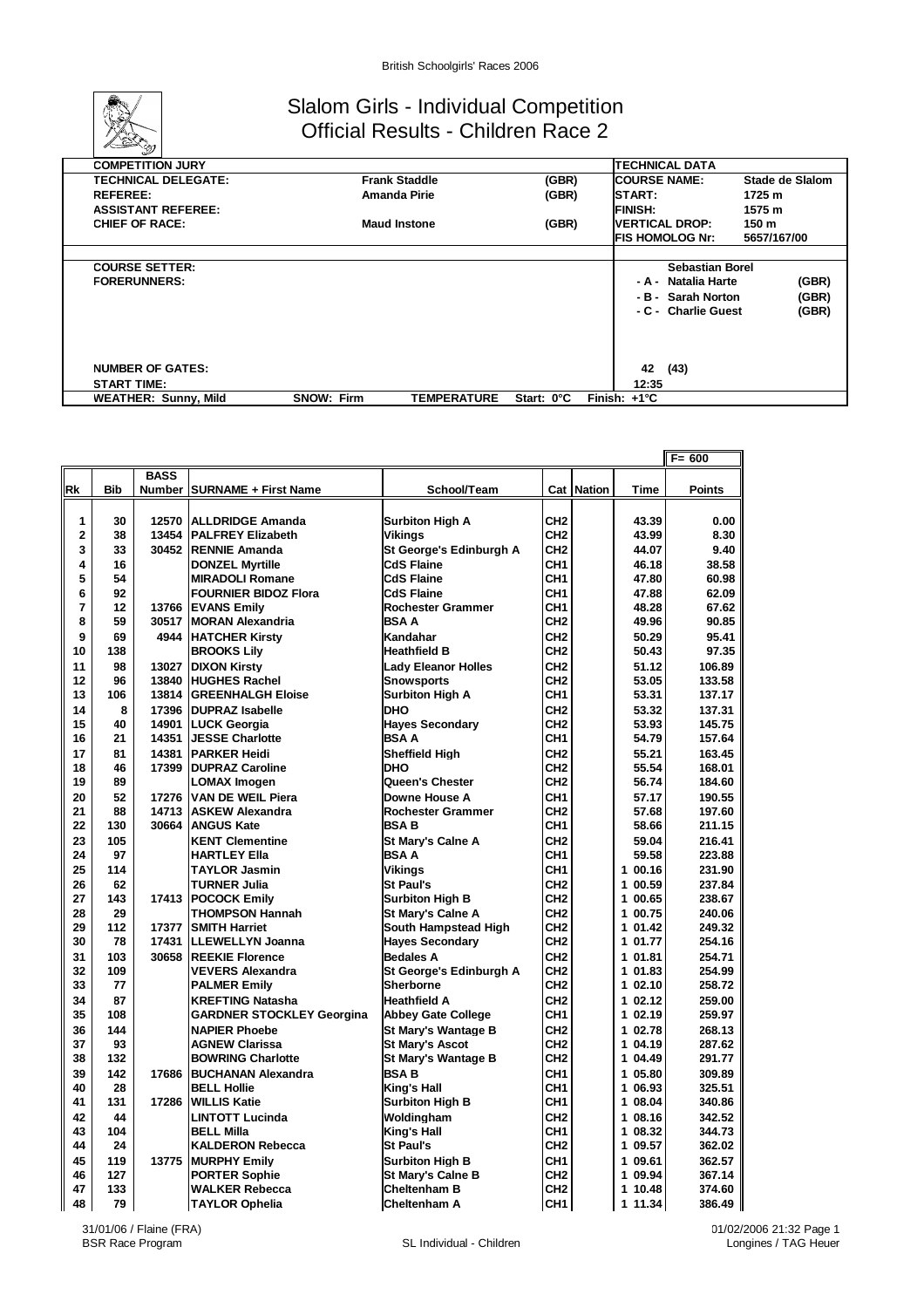# Slalom Girls - Individual Competition
## Official Results - Children Race 2

| COMPETITION JURY | | | TECHNICAL DATA | |
|---|---|---|---|---|
| TECHNICAL DELEGATE: | Frank Staddle | (GBR) | COURSE NAME: | Stade de Slalom |
| REFEREE: | Amanda Pirie | (GBR) | START: | 1725 m |
| ASSISTANT REFEREE: | | | FINISH: | 1575 m |
| CHIEF OF RACE: | Maud Instone | (GBR) | VERTICAL DROP: | 150 m |
| | | | FIS HOMOLOG Nr: | 5657/167/00 |

| | |
|---|---|
| COURSE SETTER: | Sebastian Borel |
| FORERUNNERS: | - A - Natalia Harte (GBR) |
| | - B - Sarah Norton (GBR) |
| | - C - Charlie Guest (GBR) |
| NUMBER OF GATES: | 42 (43) |
| START TIME: | 12:35 |

WEATHER: Sunny, Mild — SNOW: Firm — TEMPERATURE Start: 0°C Finish: +1°C

F= 600

| Rk | Bib | BASS Number | SURNAME + First Name | School/Team | Cat | Nation | Time | Points |
|---|---|---|---|---|---|---|---|---|
| 1 | 30 | 12570 | ALLDRIDGE Amanda | Surbiton High A | CH2 | | 43.39 | 0.00 |
| 2 | 38 | 13454 | PALFREY Elizabeth | Vikings | CH2 | | 43.99 | 8.30 |
| 3 | 33 | 30452 | RENNIE Amanda | St George's Edinburgh A | CH2 | | 44.07 | 9.40 |
| 4 | 16 | | DONZEL Myrtille | CdS Flaine | CH1 | | 46.18 | 38.58 |
| 5 | 54 | | MIRADOLI Romane | CdS Flaine | CH1 | | 47.80 | 60.98 |
| 6 | 92 | | FOURNIER BIDOZ Flora | CdS Flaine | CH1 | | 47.88 | 62.09 |
| 7 | 12 | 13766 | EVANS Emily | Rochester Grammer | CH1 | | 48.28 | 67.62 |
| 8 | 59 | 30517 | MORAN Alexandria | BSA A | CH2 | | 49.96 | 90.85 |
| 9 | 69 | 4944 | HATCHER Kirsty | Kandahar | CH2 | | 50.29 | 95.41 |
| 10 | 138 | | BROOKS Lily | Heathfield B | CH2 | | 50.43 | 97.35 |
| 11 | 98 | 13027 | DIXON Kirsty | Lady Eleanor Holles | CH2 | | 51.12 | 106.89 |
| 12 | 96 | 13840 | HUGHES Rachel | Snowsports | CH2 | | 53.05 | 133.58 |
| 13 | 106 | 13814 | GREENHALGH Eloise | Surbiton High A | CH1 | | 53.31 | 137.17 |
| 14 | 8 | 17396 | DUPRAZ Isabelle | DHO | CH2 | | 53.32 | 137.31 |
| 15 | 40 | 14901 | LUCK Georgia | Hayes Secondary | CH2 | | 53.93 | 145.75 |
| 16 | 21 | 14351 | JESSE Charlotte | BSA A | CH1 | | 54.79 | 157.64 |
| 17 | 81 | 14381 | PARKER Heidi | Sheffield High | CH2 | | 55.21 | 163.45 |
| 18 | 46 | 17399 | DUPRAZ Caroline | DHO | CH2 | | 55.54 | 168.01 |
| 19 | 89 | | LOMAX Imogen | Queen's Chester | CH2 | | 56.74 | 184.60 |
| 20 | 52 | 17276 | VAN DE WEIL Piera | Downe House A | CH1 | | 57.17 | 190.55 |
| 21 | 88 | 14713 | ASKEW Alexandra | Rochester Grammer | CH2 | | 57.68 | 197.60 |
| 22 | 130 | 30664 | ANGUS Kate | BSA B | CH1 | | 58.66 | 211.15 |
| 23 | 105 | | KENT Clementine | St Mary's Calne A | CH2 | | 59.04 | 216.41 |
| 24 | 97 | | HARTLEY Ella | BSA A | CH1 | | 59.58 | 223.88 |
| 25 | 114 | | TAYLOR Jasmin | Vikings | CH1 | | 1 00.16 | 231.90 |
| 26 | 62 | | TURNER Julia | St Paul's | CH2 | | 1 00.59 | 237.84 |
| 27 | 143 | 17413 | POCOCK Emily | Surbiton High B | CH2 | | 1 00.65 | 238.67 |
| 28 | 29 | | THOMPSON Hannah | St Mary's Calne A | CH2 | | 1 00.75 | 240.06 |
| 29 | 112 | 17377 | SMITH Harriet | South Hampstead High | CH2 | | 1 01.42 | 249.32 |
| 30 | 78 | 17431 | LLEWELLYN Joanna | Hayes Secondary | CH2 | | 1 01.77 | 254.16 |
| 31 | 103 | 30658 | REEKIE Florence | Bedales A | CH2 | | 1 01.81 | 254.71 |
| 32 | 109 | | VEVERS Alexandra | St George's Edinburgh A | CH2 | | 1 01.83 | 254.99 |
| 33 | 77 | | PALMER Emily | Sherborne | CH2 | | 1 02.10 | 258.72 |
| 34 | 87 | | KREFTING Natasha | Heathfield A | CH2 | | 1 02.12 | 259.00 |
| 35 | 108 | | GARDNER STOCKLEY Georgina | Abbey Gate College | CH1 | | 1 02.19 | 259.97 |
| 36 | 144 | | NAPIER Phoebe | St Mary's Wantage B | CH2 | | 1 02.78 | 268.13 |
| 37 | 93 | | AGNEW Clarissa | St Mary's Ascot | CH2 | | 1 04.19 | 287.62 |
| 38 | 132 | | BOWRING Charlotte | St Mary's Wantage B | CH2 | | 1 04.49 | 291.77 |
| 39 | 142 | 17686 | BUCHANAN Alexandra | BSA B | CH1 | | 1 05.80 | 309.89 |
| 40 | 28 | | BELL Hollie | King's Hall | CH1 | | 1 06.93 | 325.51 |
| 41 | 131 | 17286 | WILLIS Katie | Surbiton High B | CH1 | | 1 08.04 | 340.86 |
| 42 | 44 | | LINTOTT Lucinda | Woldingham | CH2 | | 1 08.16 | 342.52 |
| 43 | 104 | | BELL Milla | King's Hall | CH1 | | 1 08.32 | 344.73 |
| 44 | 24 | | KALDERON Rebecca | St Paul's | CH2 | | 1 09.57 | 362.02 |
| 45 | 119 | 13775 | MURPHY Emily | Surbiton High B | CH1 | | 1 09.61 | 362.57 |
| 46 | 127 | | PORTER Sophie | St Mary's Calne B | CH2 | | 1 09.94 | 367.14 |
| 47 | 133 | | WALKER Rebecca | Cheltenham B | CH2 | | 1 10.48 | 374.60 |
| 48 | 79 | | TAYLOR Ophelia | Cheltenham A | CH1 | | 1 11.34 | 386.49 |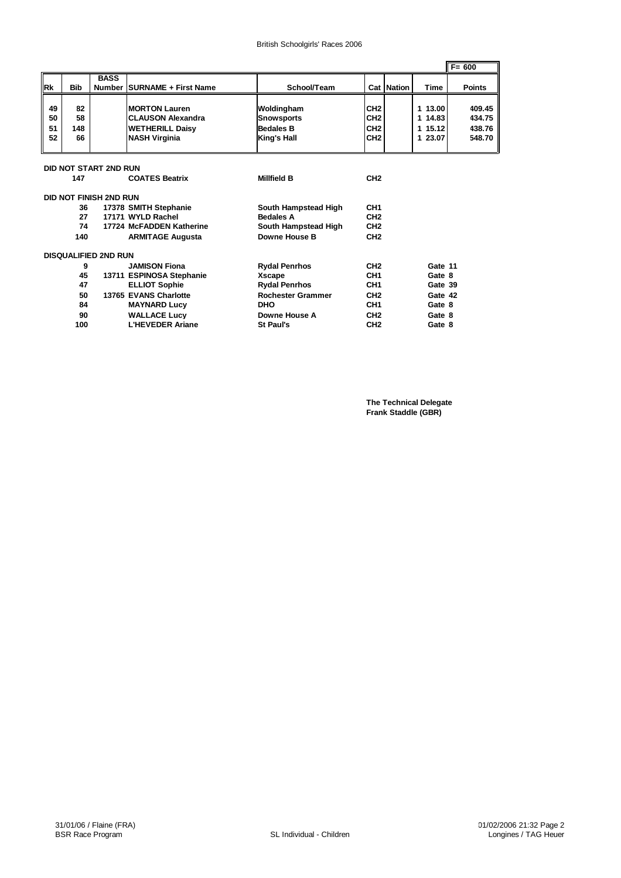British Schoolgirls' Races 2006

| Rk | Bib | BASS Number | SURNAME + First Name | School/Team | Cat | Nation | Time | Points |
|---|---|---|---|---|---|---|---|---|
| | | | | | | | | F= 600 |
| 49 | 82 | | MORTON Lauren | Woldingham | CH2 | | 1 13.00 | 409.45 |
| 50 | 58 | | CLAUSON Alexandra | Snowsports | CH2 | | 1 14.83 | 434.75 |
| 51 | 148 | | WETHERILL Daisy | Bedales B | CH2 | | 1 15.12 | 438.76 |
| 52 | 66 | | NASH Virginia | King's Hall | CH2 | | 1 23.07 | 548.70 |

**DID NOT START 2ND RUN**

| Bib | BASS Number | SURNAME + First Name | School/Team | Cat |
|---|---|---|---|---|
| 147 | | COATES Beatrix | Millfield B | CH2 |

**DID NOT FINISH 2ND RUN**

| Bib | BASS Number | SURNAME + First Name | School/Team | Cat |
|---|---|---|---|---|
| 36 | 17378 | SMITH Stephanie | South Hampstead High | CH1 |
| 27 | 17171 | WYLD Rachel | Bedales A | CH2 |
| 74 | 17724 | McFADDEN Katherine | South Hampstead High | CH2 |
| 140 | | ARMITAGE Augusta | Downe House B | CH2 |

**DISQUALIFIED 2ND RUN**

| Bib | BASS Number | SURNAME + First Name | School/Team | Cat | |
|---|---|---|---|---|---|
| 9 | | JAMISON Fiona | Rydal Penrhos | CH2 | Gate 11 |
| 45 | 13711 | ESPINOSA Stephanie | Xscape | CH1 | Gate 8 |
| 47 | | ELLIOT Sophie | Rydal Penrhos | CH1 | Gate 39 |
| 50 | 13765 | EVANS Charlotte | Rochester Grammer | CH2 | Gate 42 |
| 84 | | MAYNARD Lucy | DHO | CH1 | Gate 8 |
| 90 | | WALLACE Lucy | Downe House A | CH2 | Gate 8 |
| 100 | | L'HEVEDER Ariane | St Paul's | CH2 | Gate 8 |

**The Technical Delegate**
**Frank Staddle (GBR)**

31/01/06 / Flaine (FRA)
BSR Race Program

SL Individual - Children

01/02/2006 21:32 Page 2
Longines / TAG Heuer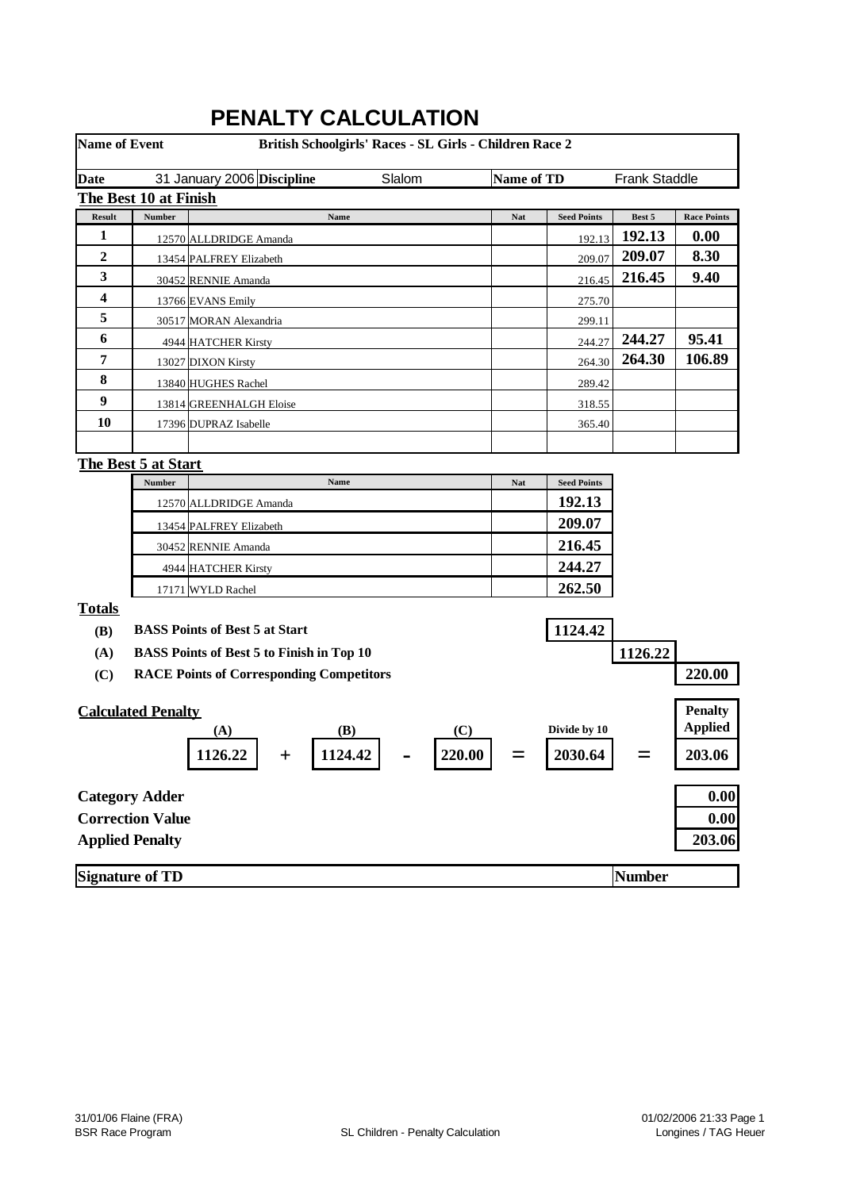# PENALTY CALCULATION

| Name of Event | British Schoolgirls' Races - SL Girls - Children Race 2 | | |
|---|---|---|---|
| **Date** | 31 January 2006 | **Discipline** | Slalom |
| **Name of TD** | Frank Staddle | | |

## The Best 10 at Finish

| Result | Number | Name | Nat | Seed Points | Best 5 | Race Points |
|---|---|---|---|---|---|---|
| 1 | 12570 | ALLDRIDGE Amanda | | 192.13 | 192.13 | 0.00 |
| 2 | 13454 | PALFREY Elizabeth | | 209.07 | 209.07 | 8.30 |
| 3 | 30452 | RENNIE Amanda | | 216.45 | 216.45 | 9.40 |
| 4 | 13766 | EVANS Emily | | 275.70 | | |
| 5 | 30517 | MORAN Alexandria | | 299.11 | | |
| 6 | 4944 | HATCHER Kirsty | | 244.27 | 244.27 | 95.41 |
| 7 | 13027 | DIXON Kirsty | | 264.30 | 264.30 | 106.89 |
| 8 | 13840 | HUGHES Rachel | | 289.42 | | |
| 9 | 13814 | GREENHALGH Eloise | | 318.55 | | |
| 10 | 17396 | DUPRAZ Isabelle | | 365.40 | | |

## The Best 5 at Start

| Number | Name | Nat | Seed Points |
|---|---|---|---|
| 12570 | ALLDRIDGE Amanda | | 192.13 |
| 13454 | PALFREY Elizabeth | | 209.07 |
| 30452 | RENNIE Amanda | | 216.45 |
| 4944 | HATCHER Kirsty | | 244.27 |
| 17171 | WYLD Rachel | | 262.50 |

## Totals

| | | |
|---|---|---|
| **(B)** | **BASS Points of Best 5 at Start** | 1124.42 |
| **(A)** | **BASS Points of Best 5 to Finish in Top 10** | 1126.22 |
| **(C)** | **RACE Points of Corresponding Competitors** | 220.00 |

## Calculated Penalty

| (A) | | (B) | | (C) | | Divide by 10 | | Penalty Applied |
|---|---|---|---|---|---|---|---|---|
| 1126.22 | + | 1124.42 | - | 220.00 | = | 2030.64 | = | 203.06 |

| | |
|---|---|
| **Category Adder** | 0.00 |
| **Correction Value** | 0.00 |
| **Applied Penalty** | 203.06 |

**Signature of TD** | **Number**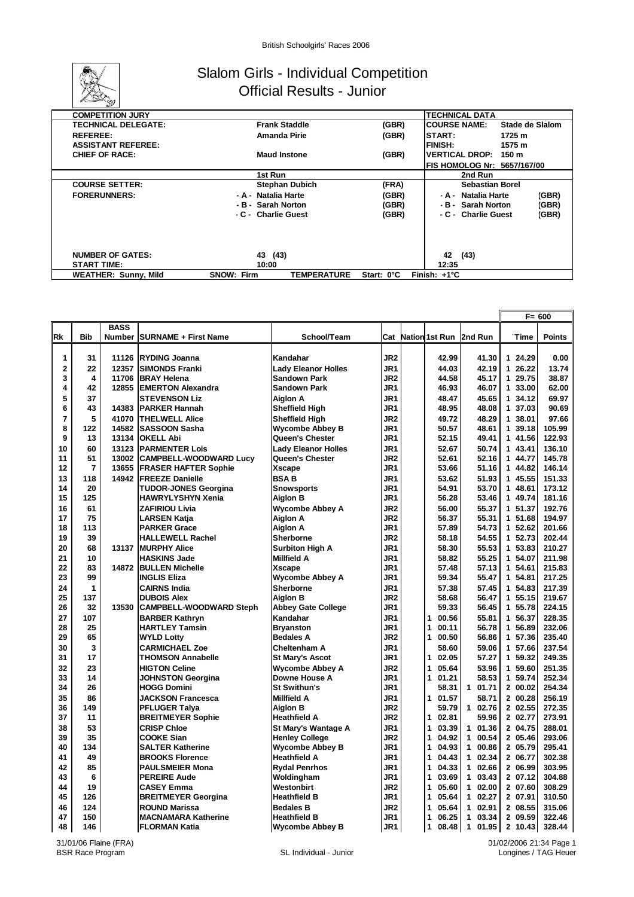# Slalom Girls - Individual Competition

## Official Results - Junior

| COMPETITION JURY | | | TECHNICAL DATA | |
|---|---|---|---|---|
| TECHNICAL DELEGATE: | Frank Staddle | (GBR) | COURSE NAME: | Stade de Slalom |
| REFEREE: | Amanda Pirie | (GBR) | START: | 1725 m |
| ASSISTANT REFEREE: | | | FINISH: | 1575 m |
| CHIEF OF RACE: | Maud Instone | (GBR) | VERTICAL DROP: | 150 m |
| | | | FIS HOMOLOG Nr: | 5657/167/00 |

| | 1st Run | | 2nd Run | |
|---|---|---|---|---|
| COURSE SETTER: | Stephan Dubich | (FRA) | Sebastian Borel | |
| FORERUNNERS: | - A - Natalia Harte | (GBR) | - A - Natalia Harte | (GBR) |
| | - B - Sarah Norton | (GBR) | - B - Sarah Norton | (GBR) |
| | - C - Charlie Guest | (GBR) | - C - Charlie Guest | (GBR) |
| NUMBER OF GATES: | 43 (43) | | 42 (43) | |
| START TIME: | 10:00 | | 12:35 | |

WEATHER: Sunny, Mild | SNOW: Firm | TEMPERATURE Start: 0°C Finish: +1°C

F= 600

| Rk | Bib | BASS Number | SURNAME + First Name | School/Team | Cat | Nation | 1st Run | 2nd Run | Time | Points |
|---|---|---|---|---|---|---|---|---|---|---|
| 1 | 31 | 11126 | RYDING Joanna | Kandahar | JR2 | | 42.99 | 41.30 | 1 24.29 | 0.00 |
| 2 | 22 | 12357 | SIMONDS Franki | Lady Eleanor Holles | JR1 | | 44.03 | 42.19 | 1 26.22 | 13.74 |
| 3 | 4 | 11706 | BRAY Helena | Sandown Park | JR2 | | 44.58 | 45.17 | 1 29.75 | 38.87 |
| 4 | 42 | 12855 | EMERTON Alexandra | Sandown Park | JR1 | | 46.93 | 46.07 | 1 33.00 | 62.00 |
| 5 | 37 | | STEVENSON Liz | Aiglon A | JR1 | | 48.47 | 45.65 | 1 34.12 | 69.97 |
| 6 | 43 | 14383 | PARKER Hannah | Sheffield High | JR1 | | 48.95 | 48.08 | 1 37.03 | 90.69 |
| 7 | 5 | 41070 | THELWELL Alice | Sheffield High | JR2 | | 49.72 | 48.29 | 1 38.01 | 97.66 |
| 8 | 122 | 14582 | SASSOON Sasha | Wycombe Abbey B | JR1 | | 50.57 | 48.61 | 1 39.18 | 105.99 |
| 9 | 13 | 13134 | OKELL Abi | Queen's Chester | JR1 | | 52.15 | 49.41 | 1 41.56 | 122.93 |
| 10 | 60 | 13123 | PARMENTER Lois | Lady Eleanor Holles | JR1 | | 52.67 | 50.74 | 1 43.41 | 136.10 |
| 11 | 51 | 13002 | CAMPBELL-WOODWARD Lucy | Queen's Chester | JR2 | | 52.61 | 52.16 | 1 44.77 | 145.78 |
| 12 | 7 | 13655 | FRASER HAFTER Sophie | Xscape | JR1 | | 53.66 | 51.16 | 1 44.82 | 146.14 |
| 13 | 118 | 14942 | FREEZE Danielle | BSA B | JR1 | | 53.62 | 51.93 | 1 45.55 | 151.33 |
| 14 | 20 | | TUDOR-JONES Georgina | Snowsports | JR1 | | 54.91 | 53.70 | 1 48.61 | 173.12 |
| 15 | 125 | | HAWRYLYSHYN Xenia | Aiglon B | JR1 | | 56.28 | 53.46 | 1 49.74 | 181.16 |
| 16 | 61 | | ZAFIRIOU Livia | Wycombe Abbey A | JR2 | | 56.00 | 55.37 | 1 51.37 | 192.76 |
| 17 | 75 | | LARSEN Katja | Aiglon A | JR2 | | 56.37 | 55.31 | 1 51.68 | 194.97 |
| 18 | 113 | | PARKER Grace | Aiglon A | JR1 | | 57.89 | 54.73 | 1 52.62 | 201.66 |
| 19 | 39 | | HALLEWELL Rachel | Sherborne | JR2 | | 58.18 | 54.55 | 1 52.73 | 202.44 |
| 20 | 68 | 13137 | MURPHY Alice | Surbiton High A | JR1 | | 58.30 | 55.53 | 1 53.83 | 210.27 |
| 21 | 10 | | HASKINS Jade | Millfield A | JR1 | | 58.82 | 55.25 | 1 54.07 | 211.98 |
| 22 | 83 | 14872 | BULLEN Michelle | Xscape | JR1 | | 57.48 | 57.13 | 1 54.61 | 215.83 |
| 23 | 99 | | INGLIS Eliza | Wycombe Abbey A | JR1 | | 59.34 | 55.47 | 1 54.81 | 217.25 |
| 24 | 1 | | CAIRNS India | Sherborne | JR1 | | 57.38 | 57.45 | 1 54.83 | 217.39 |
| 25 | 137 | | DUBOIS Alex | Aiglon B | JR2 | | 58.68 | 56.47 | 1 55.15 | 219.67 |
| 26 | 32 | 13530 | CAMPBELL-WOODWARD Steph | Abbey Gate College | JR1 | | 59.33 | 56.45 | 1 55.78 | 224.15 |
| 27 | 107 | | BARBER Kathryn | Kandahar | JR1 | | 1 00.56 | 55.81 | 1 56.37 | 228.35 |
| 28 | 25 | | HARTLEY Tamsin | Bryanston | JR1 | | 1 00.11 | 56.78 | 1 56.89 | 232.06 |
| 29 | 65 | | WYLD Lotty | Bedales A | JR2 | | 1 00.50 | 56.86 | 1 57.36 | 235.40 |
| 30 | 3 | | CARMICHAEL Zoe | Cheltenham A | JR1 | | 58.60 | 59.06 | 1 57.66 | 237.54 |
| 31 | 17 | | THOMSON Annabelle | St Mary's Ascot | JR1 | | 1 02.05 | 57.27 | 1 59.32 | 249.35 |
| 32 | 23 | | HIGTON Celine | Wycombe Abbey A | JR2 | | 1 05.64 | 53.96 | 1 59.60 | 251.35 |
| 33 | 14 | | JOHNSTON Georgina | Downe House A | JR1 | | 1 01.21 | 58.53 | 1 59.74 | 252.34 |
| 34 | 26 | | HOGG Domini | St Swithun's | JR1 | | 58.31 | 1 01.71 | 2 00.02 | 254.34 |
| 35 | 86 | | JACKSON Francesca | Millfield A | JR1 | | 1 01.57 | 58.71 | 2 00.28 | 256.19 |
| 36 | 149 | | PFLUGER Talya | Aiglon B | JR2 | | 59.79 | 1 02.76 | 2 02.55 | 272.35 |
| 37 | 11 | | BREITMEYER Sophie | Heathfield A | JR2 | | 1 02.81 | 59.96 | 2 02.77 | 273.91 |
| 38 | 53 | | CRISP Chloe | St Mary's Wantage A | JR1 | | 1 03.39 | 1 01.36 | 2 04.75 | 288.01 |
| 39 | 35 | | COOKE Sian | Henley College | JR2 | | 1 04.92 | 1 00.54 | 2 05.46 | 293.06 |
| 40 | 134 | | SALTER Katherine | Wycombe Abbey B | JR1 | | 1 04.93 | 1 00.86 | 2 05.79 | 295.41 |
| 41 | 49 | | BROOKS Florence | Heathfield A | JR1 | | 1 04.43 | 1 02.34 | 2 06.77 | 302.38 |
| 42 | 85 | | PAULSMEIER Mona | Rydal Penrhos | JR1 | | 1 04.33 | 1 02.66 | 2 06.99 | 303.95 |
| 43 | 6 | | PEREIRE Aude | Woldingham | JR1 | | 1 03.69 | 1 03.43 | 2 07.12 | 304.88 |
| 44 | 19 | | CASEY Emma | Westonbirt | JR2 | | 1 05.60 | 1 02.00 | 2 07.60 | 308.29 |
| 45 | 126 | | BREITMEYER Georgina | Heathfield B | JR1 | | 1 05.64 | 1 02.27 | 2 07.91 | 310.50 |
| 46 | 124 | | ROUND Marissa | Bedales B | JR2 | | 1 05.64 | 1 02.91 | 2 08.55 | 315.06 |
| 47 | 150 | | MACNAMARA Katherine | Heathfield B | JR1 | | 1 06.25 | 1 03.34 | 2 09.59 | 322.46 |
| 48 | 146 | | FLORMAN Katia | Wycombe Abbey B | JR1 | | 1 08.48 | 1 01.95 | 2 10.43 | 328.44 |

31/01/06 Flaine (FRA) | SL Individual - Junior | 01/02/2006 21:34

BSR Race Program | | Longines / TAG Heuer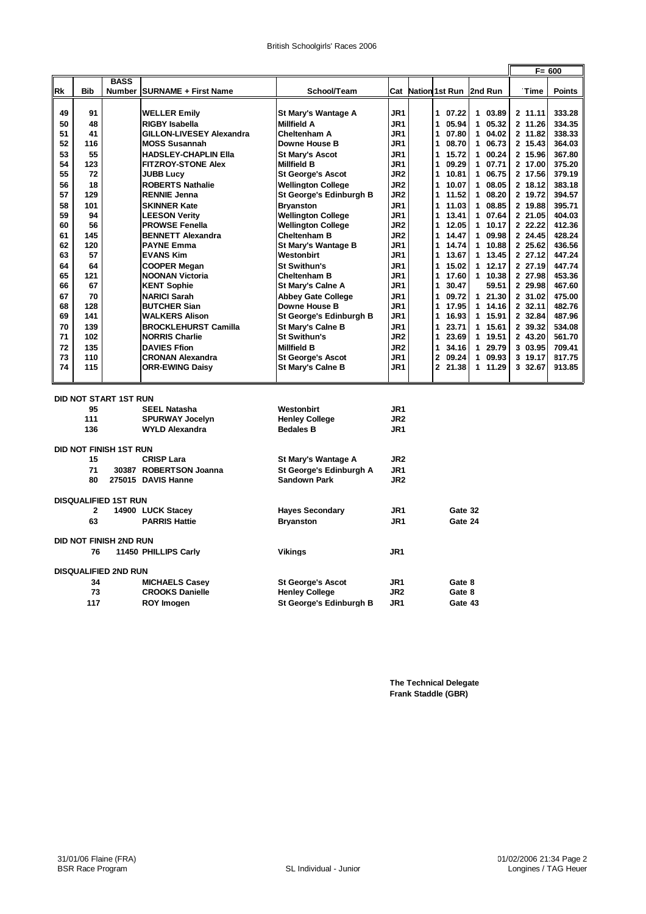British Schoolgirls' Races 2006

| Rk | Bib | BASS Number | SURNAME + First Name | School/Team | Cat | Nation | 1st Run | 2nd Run | Time | Points |
|---|---|---|---|---|---|---|---|---|---|---|
| | | | | | | | | | | F= 600 |
| 49 | 91 | | WELLER Emily | St Mary's Wantage A | JR1 | | 1 07.22 | 1 03.89 | 2 11.11 | 333.28 |
| 50 | 48 | | RIGBY Isabella | Millfield A | JR1 | | 1 05.94 | 1 05.32 | 2 11.26 | 334.35 |
| 51 | 41 | | GILLON-LIVESEY Alexandra | Cheltenham A | JR1 | | 1 07.80 | 1 04.02 | 2 11.82 | 338.33 |
| 52 | 116 | | MOSS Susannah | Downe House B | JR1 | | 1 08.70 | 1 06.73 | 2 15.43 | 364.03 |
| 53 | 55 | | HADSLEY-CHAPLIN Ella | St Mary's Ascot | JR1 | | 1 15.72 | 1 00.24 | 2 15.96 | 367.80 |
| 54 | 123 | | FITZROY-STONE Alex | Millfield B | JR1 | | 1 09.29 | 1 07.71 | 2 17.00 | 375.20 |
| 55 | 72 | | JUBB Lucy | St George's Ascot | JR2 | | 1 10.81 | 1 06.75 | 2 17.56 | 379.19 |
| 56 | 18 | | ROBERTS Nathalie | Wellington College | JR2 | | 1 10.07 | 1 08.05 | 2 18.12 | 383.18 |
| 57 | 129 | | RENNIE Jenna | St George's Edinburgh B | JR2 | | 1 11.52 | 1 08.20 | 2 19.72 | 394.57 |
| 58 | 101 | | SKINNER Kate | Bryanston | JR1 | | 1 11.03 | 1 08.85 | 2 19.88 | 395.71 |
| 59 | 94 | | LEESON Verity | Wellington College | JR1 | | 1 13.41 | 1 07.64 | 2 21.05 | 404.03 |
| 60 | 56 | | PROWSE Fenella | Wellington College | JR2 | | 1 12.05 | 1 10.17 | 2 22.22 | 412.36 |
| 61 | 145 | | BENNETT Alexandra | Cheltenham B | JR2 | | 1 14.47 | 1 09.98 | 2 24.45 | 428.24 |
| 62 | 120 | | PAYNE Emma | St Mary's Wantage B | JR1 | | 1 14.74 | 1 10.88 | 2 25.62 | 436.56 |
| 63 | 57 | | EVANS Kim | Westonbirt | JR1 | | 1 13.67 | 1 13.45 | 2 27.12 | 447.24 |
| 64 | 64 | | COOPER Megan | St Swithun's | JR1 | | 1 15.02 | 1 12.17 | 2 27.19 | 447.74 |
| 65 | 121 | | NOONAN Victoria | Cheltenham B | JR1 | | 1 17.60 | 1 10.38 | 2 27.98 | 453.36 |
| 66 | 67 | | KENT Sophie | St Mary's Calne A | JR1 | | 1 30.47 | 59.51 | 2 29.98 | 467.60 |
| 67 | 70 | | NARICI Sarah | Abbey Gate College | JR1 | | 1 09.72 | 1 21.30 | 2 31.02 | 475.00 |
| 68 | 128 | | BUTCHER Sian | Downe House B | JR1 | | 1 17.95 | 1 14.16 | 2 32.11 | 482.76 |
| 69 | 141 | | WALKERS Alison | St George's Edinburgh B | JR1 | | 1 16.93 | 1 15.91 | 2 32.84 | 487.96 |
| 70 | 139 | | BROCKLEHURST Camilla | St Mary's Calne B | JR1 | | 1 23.71 | 1 15.61 | 2 39.32 | 534.08 |
| 71 | 102 | | NORRIS Charlie | St Swithun's | JR2 | | 1 23.69 | 1 19.51 | 2 43.20 | 561.70 |
| 72 | 135 | | DAVIES Ffion | Millfield B | JR2 | | 1 34.16 | 1 29.79 | 3 03.95 | 709.41 |
| 73 | 110 | | CRONAN Alexandra | St George's Ascot | JR1 | | 2 09.24 | 1 09.93 | 3 19.17 | 817.75 |
| 74 | 115 | | ORR-EWING Daisy | St Mary's Calne B | JR1 | | 2 21.38 | 1 11.29 | 3 32.67 | 913.85 |

**DID NOT START 1ST RUN**

| Bib | BASS Number | SURNAME + First Name | School/Team | Cat |
|---|---|---|---|---|
| 95 | | SEEL Natasha | Westonbirt | JR1 |
| 111 | | SPURWAY Jocelyn | Henley College | JR2 |
| 136 | | WYLD Alexandra | Bedales B | JR1 |

**DID NOT FINISH 1ST RUN**

| Bib | BASS Number | SURNAME + First Name | School/Team | Cat |
|---|---|---|---|---|
| 15 | | CRISP Lara | St Mary's Wantage A | JR2 |
| 71 | 30387 | ROBERTSON Joanna | St George's Edinburgh A | JR1 |
| 80 | 275015 | DAVIS Hanne | Sandown Park | JR2 |

**DISQUALIFIED 1ST RUN**

| Bib | BASS Number | SURNAME + First Name | School/Team | Cat | |
|---|---|---|---|---|---|
| 2 | 14900 | LUCK Stacey | Hayes Secondary | JR1 | Gate 32 |
| 63 | | PARRIS Hattie | Bryanston | JR1 | Gate 24 |

**DID NOT FINISH 2ND RUN**

| Bib | BASS Number | SURNAME + First Name | School/Team | Cat |
|---|---|---|---|---|
| 76 | 11450 | PHILLIPS Carly | Vikings | JR1 |

**DISQUALIFIED 2ND RUN**

| Bib | BASS Number | SURNAME + First Name | School/Team | Cat | |
|---|---|---|---|---|---|
| 34 | | MICHAELS Casey | St George's Ascot | JR1 | Gate 8 |
| 73 | | CROOKS Danielle | Henley College | JR2 | Gate 8 |
| 117 | | ROY Imogen | St George's Edinburgh B | JR1 | Gate 43 |

**The Technical Delegate**
**Frank Staddle (GBR)**

31/01/06 Flaine (FRA)
BSR Race Program

SL Individual - Junior

01/02/2006 21:34
Longines / TAG Heuer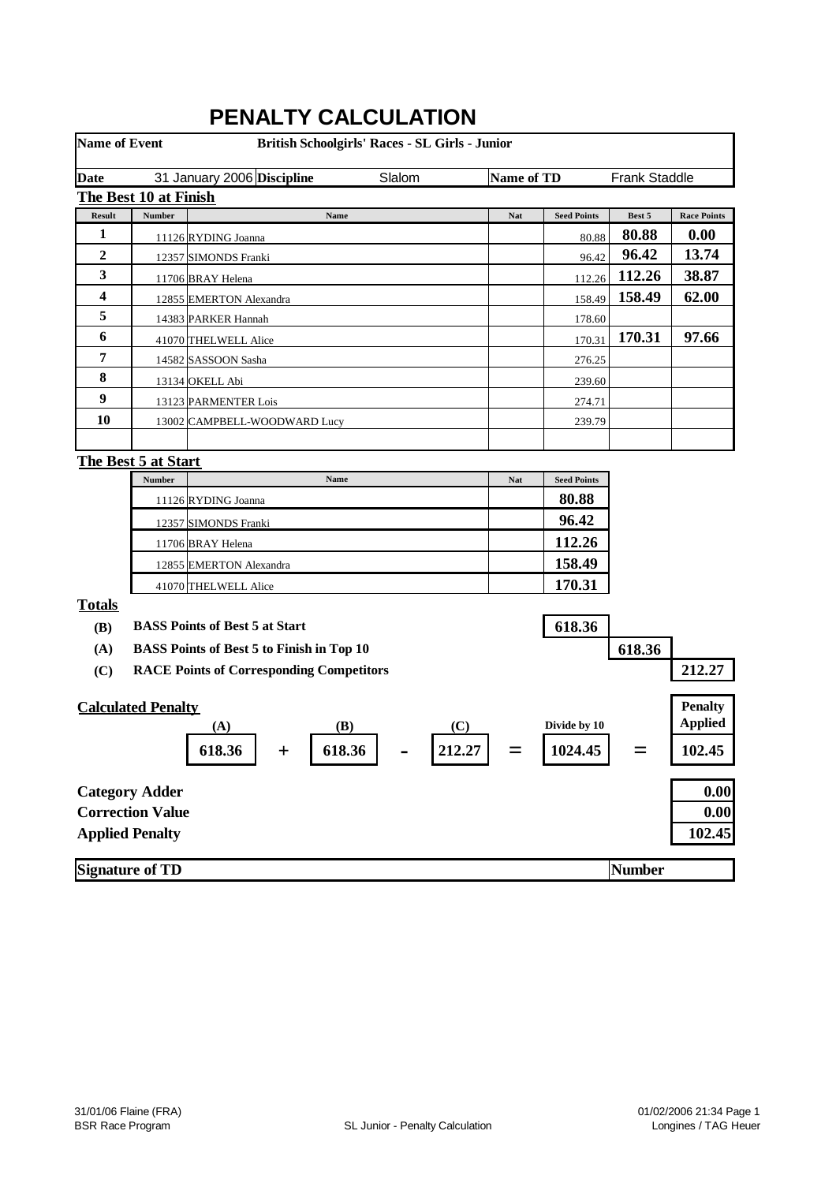# PENALTY CALCULATION

**Name of Event** **British Schoolgirls' Races - SL Girls - Junior**

**Date** 31 January 2006 **Discipline** Slalom **Name of TD** Frank Staddle

## The Best 10 at Finish

| Result | Number | Name | Nat | Seed Points | Best 5 | Race Points |
|---|---|---|---|---|---|---|
| 1 | 11126 | RYDING Joanna | | 80.88 | 80.88 | 0.00 |
| 2 | 12357 | SIMONDS Franki | | 96.42 | 96.42 | 13.74 |
| 3 | 11706 | BRAY Helena | | 112.26 | 112.26 | 38.87 |
| 4 | 12855 | EMERTON Alexandra | | 158.49 | 158.49 | 62.00 |
| 5 | 14383 | PARKER Hannah | | 178.60 | | |
| 6 | 41070 | THELWELL Alice | | 170.31 | 170.31 | 97.66 |
| 7 | 14582 | SASSOON Sasha | | 276.25 | | |
| 8 | 13134 | OKELL Abi | | 239.60 | | |
| 9 | 13123 | PARMENTER Lois | | 274.71 | | |
| 10 | 13002 | CAMPBELL-WOODWARD Lucy | | 239.79 | | |
| | | | | | | |

## The Best 5 at Start

| Number | Name | Nat | Seed Points |
|---|---|---|---|
| 11126 | RYDING Joanna | | 80.88 |
| 12357 | SIMONDS Franki | | 96.42 |
| 11706 | BRAY Helena | | 112.26 |
| 12855 | EMERTON Alexandra | | 158.49 |
| 41070 | THELWELL Alice | | 170.31 |

## Totals

| | | |
|---|---|---|
| **(B)** | **BASS Points of Best 5 at Start** | 618.36 |
| **(A)** | **BASS Points of Best 5 to Finish in Top 10** | 618.36 |
| **(C)** | **RACE Points of Corresponding Competitors** | 212.27 |

## Calculated Penalty

| (A) | | (B) | | (C) | | Divide by 10 | | Penalty Applied |
|---|---|---|---|---|---|---|---|---|
| 618.36 | + | 618.36 | - | 212.27 | = | 1024.45 | = | 102.45 |

| | |
|---|---|
| **Category Adder** | 0.00 |
| **Correction Value** | 0.00 |
| **Applied Penalty** | 102.45 |

**Signature of TD** **Number**

31/01/06 Flaine (FRA)
BSR Race Program
SL Junior - Penalty Calculation
01/02/2006 21:34
Longines / TAG Heuer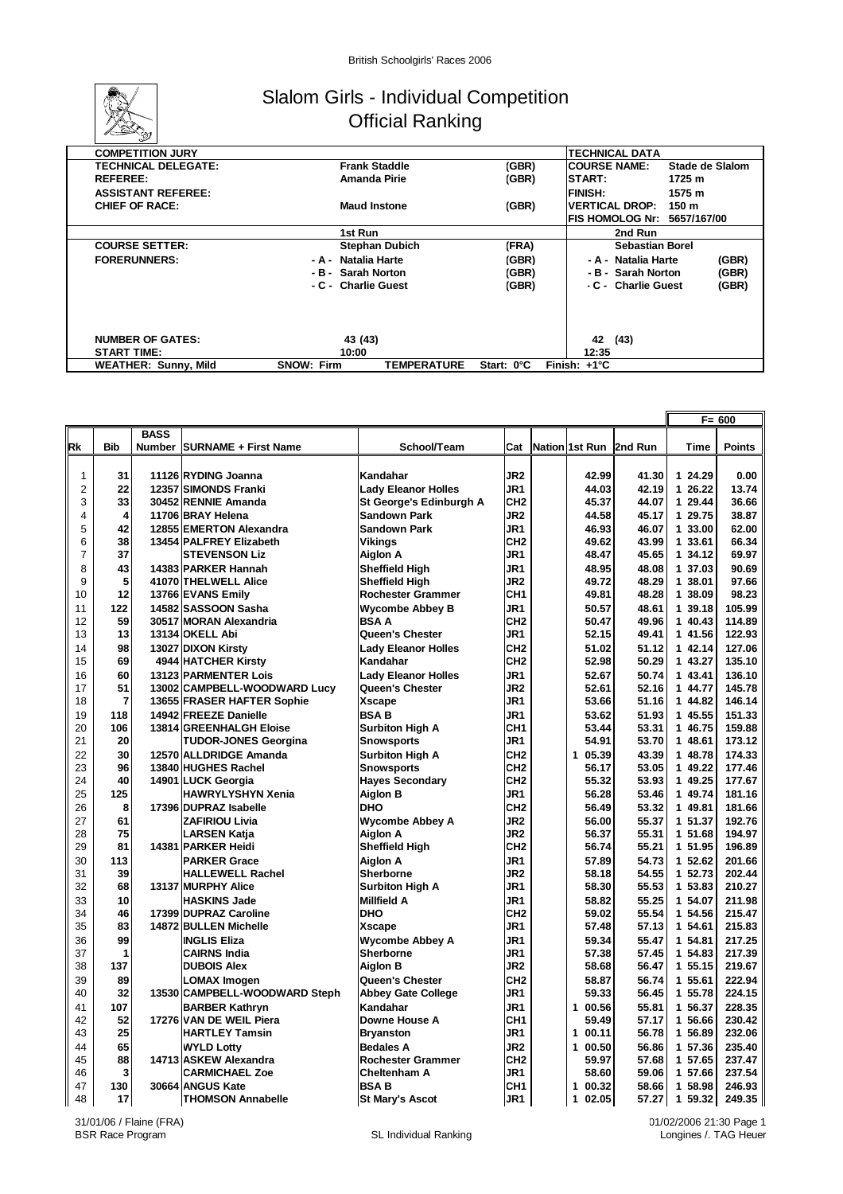# Slalom Girls - Individual Competition
## Official Ranking

| COMPETITION JURY | | | TECHNICAL DATA | |
|---|---|---|---|---|
| TECHNICAL DELEGATE: | Frank Staddle | (GBR) | COURSE NAME: | Stade de Slalom |
| REFEREE: | Amanda Pirie | (GBR) | START: | 1725 m |
| ASSISTANT REFEREE: | | | FINISH: | 1575 m |
| CHIEF OF RACE: | Maud Instone | (GBR) | VERTICAL DROP: | 150 m |
| | | | FIS HOMOLOG Nr: | 5657/167/00 |
| | 1st Run | | 2nd Run | |
| COURSE SETTER: | Stephan Dubich | (FRA) | Sebastian Borel | |
| FORERUNNERS: | - A - Natalia Harte | (GBR) | - A - Natalia Harte | (GBR) |
| | - B - Sarah Norton | (GBR) | - B - Sarah Norton | (GBR) |
| | - C - Charlie Guest | (GBR) | - C - Charlie Guest | (GBR) |
| NUMBER OF GATES: | 43 (43) | | 42 (43) | |
| START TIME: | 10:00 | | 12:35 | |
| WEATHER: Sunny, Mild | SNOW: Firm | TEMPERATURE | Start: 0°C | Finish: +1°C |

| Rk | Bib | BASS Number | SURNAME + First Name | School/Team | Cat | Nation | 1st Run | 2nd Run | Time | Points (F= 600) |
|---|---|---|---|---|---|---|---|---|---|---|
| 1 | 31 | 11126 | RYDING Joanna | Kandahar | JR2 | | 42.99 | 41.30 | 1 24.29 | 0.00 |
| 2 | 22 | 12357 | SIMONDS Franki | Lady Eleanor Holles | JR1 | | 44.03 | 42.19 | 1 26.22 | 13.74 |
| 3 | 33 | 30452 | RENNIE Amanda | St George's Edinburgh A | CH2 | | 45.37 | 44.07 | 1 29.44 | 36.66 |
| 4 | 4 | 11706 | BRAY Helena | Sandown Park | JR2 | | 44.58 | 45.17 | 1 29.75 | 38.87 |
| 5 | 42 | 12855 | EMERTON Alexandra | Sandown Park | JR1 | | 46.93 | 46.07 | 1 33.00 | 62.00 |
| 6 | 38 | 13454 | PALFREY Elizabeth | Vikings | CH2 | | 49.62 | 43.99 | 1 33.61 | 66.34 |
| 7 | 37 | | STEVENSON Liz | Aiglon A | JR1 | | 48.47 | 45.65 | 1 34.12 | 69.97 |
| 8 | 43 | 14383 | PARKER Hannah | Sheffield High | JR1 | | 48.95 | 48.08 | 1 37.03 | 90.69 |
| 9 | 5 | 41070 | THELWELL Alice | Sheffield High | JR2 | | 49.72 | 48.29 | 1 38.01 | 97.66 |
| 10 | 12 | 13766 | EVANS Emily | Rochester Grammer | CH1 | | 49.81 | 48.28 | 1 38.09 | 98.23 |
| 11 | 122 | 14582 | SASSOON Sasha | Wycombe Abbey B | JR1 | | 50.57 | 48.61 | 1 39.18 | 105.99 |
| 12 | 59 | 30517 | MORAN Alexandria | BSA A | CH2 | | 50.47 | 49.96 | 1 40.43 | 114.89 |
| 13 | 13 | 13134 | OKELL Abi | Queen's Chester | JR1 | | 52.15 | 49.41 | 1 41.56 | 122.93 |
| 14 | 98 | 13027 | DIXON Kirsty | Lady Eleanor Holles | CH2 | | 51.02 | 51.12 | 1 42.14 | 127.06 |
| 15 | 69 | 4944 | HATCHER Kirsty | Kandahar | CH2 | | 52.98 | 50.29 | 1 43.27 | 135.10 |
| 16 | 60 | 13123 | PARMENTER Lois | Lady Eleanor Holles | JR1 | | 52.67 | 50.74 | 1 43.41 | 136.10 |
| 17 | 51 | 13002 | CAMPBELL-WOODWARD Lucy | Queen's Chester | JR2 | | 52.61 | 52.16 | 1 44.77 | 145.78 |
| 18 | 7 | 13655 | FRASER HAFTER Sophie | Xscape | JR1 | | 53.66 | 51.16 | 1 44.82 | 146.14 |
| 19 | 118 | 14942 | FREEZE Danielle | BSA B | JR1 | | 53.62 | 51.93 | 1 45.55 | 151.33 |
| 20 | 106 | 13814 | GREENHALGH Eloise | Surbiton High A | CH1 | | 53.44 | 53.31 | 1 46.75 | 159.88 |
| 21 | 20 | | TUDOR-JONES Georgina | Snowsports | JR1 | | 54.91 | 53.70 | 1 48.61 | 173.12 |
| 22 | 30 | 12570 | ALLDRIDGE Amanda | Surbiton High A | CH2 | | 1 05.39 | 43.39 | 1 48.78 | 174.33 |
| 23 | 96 | 13840 | HUGHES Rachel | Snowsports | CH2 | | 56.17 | 53.05 | 1 49.22 | 177.46 |
| 24 | 40 | 14901 | LUCK Georgia | Hayes Secondary | CH2 | | 55.32 | 53.93 | 1 49.25 | 177.67 |
| 25 | 125 | | HAWRYLYSHYN Xenia | Aiglon B | JR1 | | 56.28 | 53.46 | 1 49.74 | 181.16 |
| 26 | 8 | 17396 | DUPRAZ Isabelle | DHO | CH2 | | 56.49 | 53.32 | 1 49.81 | 181.66 |
| 27 | 61 | | ZAFIRIOU Livia | Wycombe Abbey A | JR2 | | 56.00 | 55.37 | 1 51.37 | 192.76 |
| 28 | 75 | | LARSEN Katja | Aiglon A | JR2 | | 56.37 | 55.31 | 1 51.68 | 194.97 |
| 29 | 81 | 14381 | PARKER Heidi | Sheffield High | CH2 | | 56.74 | 55.21 | 1 51.95 | 196.89 |
| 30 | 113 | | PARKER Grace | Aiglon A | JR1 | | 57.89 | 54.73 | 1 52.62 | 201.66 |
| 31 | 39 | | HALLEWELL Rachel | Sherborne | JR2 | | 58.18 | 54.55 | 1 52.73 | 202.44 |
| 32 | 68 | 13137 | MURPHY Alice | Surbiton High A | JR1 | | 58.30 | 55.53 | 1 53.83 | 210.27 |
| 33 | 10 | | HASKINS Jade | Millfield A | JR1 | | 58.82 | 55.25 | 1 54.07 | 211.98 |
| 34 | 46 | 17399 | DUPRAZ Caroline | DHO | CH2 | | 59.02 | 55.54 | 1 54.56 | 215.47 |
| 35 | 83 | 14872 | BULLEN Michelle | Xscape | JR1 | | 57.48 | 57.13 | 1 54.61 | 215.83 |
| 36 | 99 | | INGLIS Eliza | Wycombe Abbey A | JR1 | | 59.34 | 55.47 | 1 54.81 | 217.25 |
| 37 | 1 | | CAIRNS India | Sherborne | JR1 | | 57.38 | 57.45 | 1 54.83 | 217.39 |
| 38 | 137 | | DUBOIS Alex | Aiglon B | JR2 | | 58.68 | 56.47 | 1 55.15 | 219.67 |
| 39 | 89 | | LOMAX Imogen | Queen's Chester | CH2 | | 58.87 | 56.74 | 1 55.61 | 222.94 |
| 40 | 32 | 13530 | CAMPBELL-WOODWARD Steph | Abbey Gate College | JR1 | | 59.33 | 56.45 | 1 55.78 | 224.15 |
| 41 | 107 | | BARBER Kathryn | Kandahar | JR1 | | 1 00.56 | 55.81 | 1 56.37 | 228.35 |
| 42 | 52 | 17276 | VAN DE WEIL Piera | Downe House A | CH1 | | 59.49 | 57.17 | 1 56.66 | 230.42 |
| 43 | 25 | | HARTLEY Tamsin | Bryanston | JR1 | | 1 00.11 | 56.78 | 1 56.89 | 232.06 |
| 44 | 65 | | WYLD Lotty | Bedales A | JR2 | | 1 00.50 | 56.86 | 1 57.36 | 235.40 |
| 45 | 88 | 14713 | ASKEW Alexandra | Rochester Grammer | CH2 | | 59.97 | 57.68 | 1 57.65 | 237.47 |
| 46 | 3 | | CARMICHAEL Zoe | Cheltenham A | JR1 | | 58.60 | 59.06 | 1 57.66 | 237.54 |
| 47 | 130 | 30664 | ANGUS Kate | BSA B | CH1 | | 1 00.32 | 58.66 | 1 58.98 | 246.93 |
| 48 | 17 | | THOMSON Annabelle | St Mary's Ascot | JR1 | | 1 02.05 | 57.27 | 1 59.32 | 249.35 |

31/01/06 / Flaine (FRA) — BSR Race Program — SL Individual Ranking — 01/02/2006 21:30 — Longines /. TAG Heuer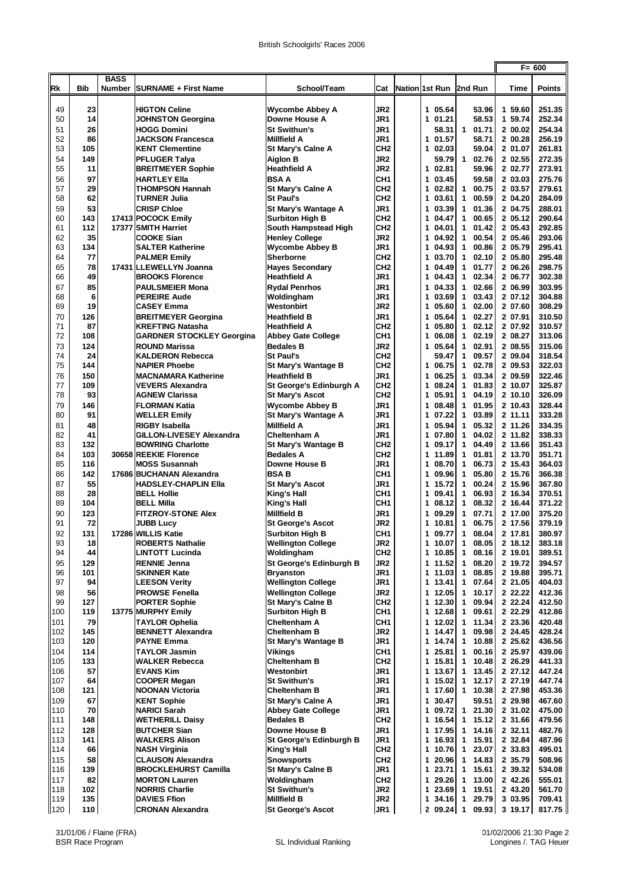British Schoolgirls' Races 2006

| Rk | Bib | BASS Number | SURNAME + First Name | School/Team | Cat | Nation | 1st Run | 2nd Run | Time | Points |
|---|---|---|---|---|---|---|---|---|---|---|
| | | | | | | | | | | F= 600 |
| 49 | 23 | | HIGTON Celine | Wycombe Abbey A | JR2 | | 1 05.64 | 53.96 | 1 59.60 | 251.35 |
| 50 | 14 | | JOHNSTON Georgina | Downe House A | JR1 | | 1 01.21 | 58.53 | 1 59.74 | 252.34 |
| 51 | 26 | | HOGG Domini | St Swithun's | JR1 | | 58.31 | 1 01.71 | 2 00.02 | 254.34 |
| 52 | 86 | | JACKSON Francesca | Millfield A | JR1 | | 1 01.57 | 58.71 | 2 00.28 | 256.19 |
| 53 | 105 | | KENT Clementine | St Mary's Calne A | CH2 | | 1 02.03 | 59.04 | 2 01.07 | 261.81 |
| 54 | 149 | | PFLUGER Talya | Aiglon B | JR2 | | 59.79 | 1 02.76 | 2 02.55 | 272.35 |
| 55 | 11 | | BREITMEYER Sophie | Heathfield A | JR2 | | 1 02.81 | 59.96 | 2 02.77 | 273.91 |
| 56 | 97 | | HARTLEY Ella | BSA A | CH1 | | 1 03.45 | 59.58 | 2 03.03 | 275.76 |
| 57 | 29 | | THOMPSON Hannah | St Mary's Calne A | CH2 | | 1 02.82 | 1 00.75 | 2 03.57 | 279.61 |
| 58 | 62 | | TURNER Julia | St Paul's | CH2 | | 1 03.61 | 1 00.59 | 2 04.20 | 284.09 |
| 59 | 53 | | CRISP Chloe | St Mary's Wantage A | JR1 | | 1 03.39 | 1 01.36 | 2 04.75 | 288.01 |
| 60 | 143 | 17413 | POCOCK Emily | Surbiton High B | CH2 | | 1 04.47 | 1 00.65 | 2 05.12 | 290.64 |
| 61 | 112 | 17377 | SMITH Harriet | South Hampstead High | CH2 | | 1 04.01 | 1 01.42 | 2 05.43 | 292.85 |
| 62 | 35 | | COOKE Sian | Henley College | JR2 | | 1 04.92 | 1 00.54 | 2 05.46 | 293.06 |
| 63 | 134 | | SALTER Katherine | Wycombe Abbey B | JR1 | | 1 04.93 | 1 00.86 | 2 05.79 | 295.41 |
| 64 | 77 | | PALMER Emily | Sherborne | CH2 | | 1 03.70 | 1 02.10 | 2 05.80 | 295.48 |
| 65 | 78 | 17431 | LLEWELLYN Joanna | Hayes Secondary | CH2 | | 1 04.49 | 1 01.77 | 2 06.26 | 298.75 |
| 66 | 49 | | BROOKS Florence | Heathfield A | JR1 | | 1 04.43 | 1 02.34 | 2 06.77 | 302.38 |
| 67 | 85 | | PAULSMEIER Mona | Rydal Penrhos | JR1 | | 1 04.33 | 1 02.66 | 2 06.99 | 303.95 |
| 68 | 6 | | PEREIRE Aude | Woldingham | JR1 | | 1 03.69 | 1 03.43 | 2 07.12 | 304.88 |
| 69 | 19 | | CASEY Emma | Westonbirt | JR2 | | 1 05.60 | 1 02.00 | 2 07.60 | 308.29 |
| 70 | 126 | | BREITMEYER Georgina | Heathfield B | JR1 | | 1 05.64 | 1 02.27 | 2 07.91 | 310.50 |
| 71 | 87 | | KREFTING Natasha | Heathfield A | CH2 | | 1 05.80 | 1 02.12 | 2 07.92 | 310.57 |
| 72 | 108 | | GARDNER STOCKLEY Georgina | Abbey Gate College | CH1 | | 1 06.08 | 1 02.19 | 2 08.27 | 313.06 |
| 73 | 124 | | ROUND Marissa | Bedales B | JR2 | | 1 05.64 | 1 02.91 | 2 08.55 | 315.06 |
| 74 | 24 | | KALDERON Rebecca | St Paul's | CH2 | | 59.47 | 1 09.57 | 2 09.04 | 318.54 |
| 75 | 144 | | NAPIER Phoebe | St Mary's Wantage B | CH2 | | 1 06.75 | 1 02.78 | 2 09.53 | 322.03 |
| 76 | 150 | | MACNAMARA Katherine | Heathfield B | JR1 | | 1 06.25 | 1 03.34 | 2 09.59 | 322.46 |
| 77 | 109 | | VEVERS Alexandra | St George's Edinburgh A | CH2 | | 1 08.24 | 1 01.83 | 2 10.07 | 325.87 |
| 78 | 93 | | AGNEW Clarissa | St Mary's Ascot | CH2 | | 1 05.91 | 1 04.19 | 2 10.10 | 326.09 |
| 79 | 146 | | FLORMAN Katia | Wycombe Abbey B | JR1 | | 1 08.48 | 1 01.95 | 2 10.43 | 328.44 |
| 80 | 91 | | WELLER Emily | St Mary's Wantage A | JR1 | | 1 07.22 | 1 03.89 | 2 11.11 | 333.28 |
| 81 | 48 | | RIGBY Isabella | Millfield A | JR1 | | 1 05.94 | 1 05.32 | 2 11.26 | 334.35 |
| 82 | 41 | | GILLON-LIVESEY Alexandra | Cheltenham A | JR1 | | 1 07.80 | 1 04.02 | 2 11.82 | 338.33 |
| 83 | 132 | | BOWRING Charlotte | St Mary's Wantage B | CH2 | | 1 09.17 | 1 04.49 | 2 13.66 | 351.43 |
| 84 | 103 | 30658 | REEKIE Florence | Bedales A | CH2 | | 1 11.89 | 1 01.81 | 2 13.70 | 351.71 |
| 85 | 116 | | MOSS Susannah | Downe House B | JR1 | | 1 08.70 | 1 06.73 | 2 15.43 | 364.03 |
| 86 | 142 | 17686 | BUCHANAN Alexandra | BSA B | CH1 | | 1 09.96 | 1 05.80 | 2 15.76 | 366.38 |
| 87 | 55 | | HADSLEY-CHAPLIN Ella | St Mary's Ascot | JR1 | | 1 15.72 | 1 00.24 | 2 15.96 | 367.80 |
| 88 | 28 | | BELL Hollie | King's Hall | CH1 | | 1 09.41 | 1 06.93 | 2 16.34 | 370.51 |
| 89 | 104 | | BELL Milla | King's Hall | CH1 | | 1 08.12 | 1 08.32 | 2 16.44 | 371.22 |
| 90 | 123 | | FITZROY-STONE Alex | Millfield B | JR1 | | 1 09.29 | 1 07.71 | 2 17.00 | 375.20 |
| 91 | 72 | | JUBB Lucy | St George's Ascot | JR2 | | 1 10.81 | 1 06.75 | 2 17.56 | 379.19 |
| 92 | 131 | 17286 | WILLIS Katie | Surbiton High B | CH1 | | 1 09.77 | 1 08.04 | 2 17.81 | 380.97 |
| 93 | 18 | | ROBERTS Nathalie | Wellington College | JR2 | | 1 10.07 | 1 08.05 | 2 18.12 | 383.18 |
| 94 | 44 | | LINTOTT Lucinda | Woldingham | CH2 | | 1 10.85 | 1 08.16 | 2 19.01 | 389.51 |
| 95 | 129 | | RENNIE Jenna | St George's Edinburgh B | JR2 | | 1 11.52 | 1 08.20 | 2 19.72 | 394.57 |
| 96 | 101 | | SKINNER Kate | Bryanston | JR1 | | 1 11.03 | 1 08.85 | 2 19.88 | 395.71 |
| 97 | 94 | | LEESON Verity | Wellington College | JR1 | | 1 13.41 | 1 07.64 | 2 21.05 | 404.03 |
| 98 | 56 | | PROWSE Fenella | Wellington College | JR2 | | 1 12.05 | 1 10.17 | 2 22.22 | 412.36 |
| 99 | 127 | | PORTER Sophie | St Mary's Calne B | CH2 | | 1 12.30 | 1 09.94 | 2 22.24 | 412.50 |
| 100 | 119 | 13775 | MURPHY Emily | Surbiton High B | CH1 | | 1 12.68 | 1 09.61 | 2 22.29 | 412.86 |
| 101 | 79 | | TAYLOR Ophelia | Cheltenham A | CH1 | | 1 12.02 | 1 11.34 | 2 23.36 | 420.48 |
| 102 | 145 | | BENNETT Alexandra | Cheltenham B | JR2 | | 1 14.47 | 1 09.98 | 2 24.45 | 428.24 |
| 103 | 120 | | PAYNE Emma | St Mary's Wantage B | JR1 | | 1 14.74 | 1 10.88 | 2 25.62 | 436.56 |
| 104 | 114 | | TAYLOR Jasmin | Vikings | CH1 | | 1 25.81 | 1 00.16 | 2 25.97 | 439.06 |
| 105 | 133 | | WALKER Rebecca | Cheltenham B | CH2 | | 1 15.81 | 1 10.48 | 2 26.29 | 441.33 |
| 106 | 57 | | EVANS Kim | Westonbirt | JR1 | | 1 13.67 | 1 13.45 | 2 27.12 | 447.24 |
| 107 | 64 | | COOPER Megan | St Swithun's | JR1 | | 1 15.02 | 1 12.17 | 2 27.19 | 447.74 |
| 108 | 121 | | NOONAN Victoria | Cheltenham B | JR1 | | 1 17.60 | 1 10.38 | 2 27.98 | 453.36 |
| 109 | 67 | | KENT Sophie | St Mary's Calne A | JR1 | | 1 30.47 | 59.51 | 2 29.98 | 467.60 |
| 110 | 70 | | NARICI Sarah | Abbey Gate College | JR1 | | 1 09.72 | 1 21.30 | 2 31.02 | 475.00 |
| 111 | 148 | | WETHERILL Daisy | Bedales B | CH2 | | 1 16.54 | 1 15.12 | 2 31.66 | 479.56 |
| 112 | 128 | | BUTCHER Sian | Downe House B | JR1 | | 1 17.95 | 1 14.16 | 2 32.11 | 482.76 |
| 113 | 141 | | WALKERS Alison | St George's Edinburgh B | JR1 | | 1 16.93 | 1 15.91 | 2 32.84 | 487.96 |
| 114 | 66 | | NASH Virginia | King's Hall | CH2 | | 1 10.76 | 1 23.07 | 2 33.83 | 495.01 |
| 115 | 58 | | CLAUSON Alexandra | Snowsports | CH2 | | 1 20.96 | 1 14.83 | 2 35.79 | 508.96 |
| 116 | 139 | | BROCKLEHURST Camilla | St Mary's Calne B | JR1 | | 1 23.71 | 1 15.61 | 2 39.32 | 534.08 |
| 117 | 82 | | MORTON Lauren | Woldingham | CH2 | | 1 29.26 | 1 13.00 | 2 42.26 | 555.01 |
| 118 | 102 | | NORRIS Charlie | St Swithun's | JR2 | | 1 23.69 | 1 19.51 | 2 43.20 | 561.70 |
| 119 | 135 | | DAVIES Ffion | Millfield B | JR2 | | 1 34.16 | 1 29.79 | 3 03.95 | 709.41 |
| 120 | 110 | | CRONAN Alexandra | St George's Ascot | JR1 | | 2 09.24 | 1 09.93 | 3 19.17 | 817.75 |

31/01/06 / Flaine (FRA)
BSR Race Program

SL Individual Ranking

01/02/2006 21:30
Longines /. TAG Heuer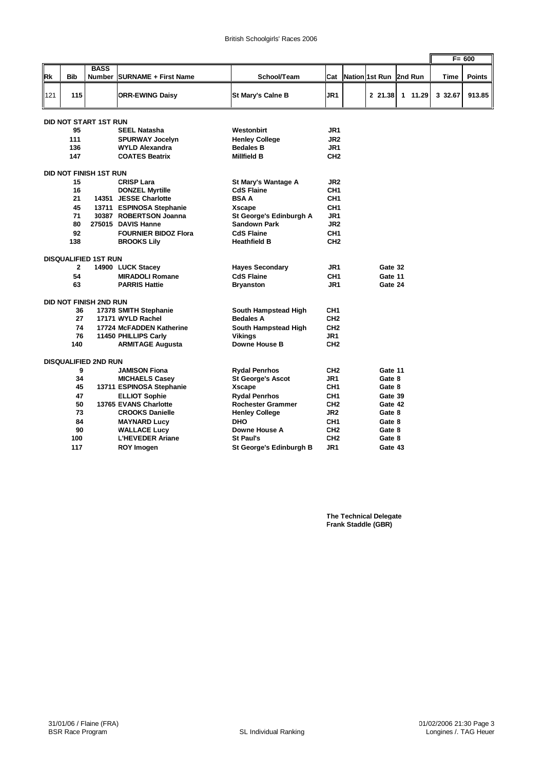British Schoolgirls' Races 2006

| Rk | Bib | BASS Number | SURNAME + First Name | School/Team | Cat | Nation | 1st Run | 2nd Run | Time | Points |
|---|---|---|---|---|---|---|---|---|---|---|
| | | | | | | | | | | F= 600 |
| 121 | 115 | | ORR-EWING Daisy | St Mary's Calne B | JR1 | | 2 21.38 | 1 11.29 | 3 32.67 | 913.85 |

**DID NOT START 1ST RUN**

| Bib | BASS Number | SURNAME + First Name | School/Team | Cat |
|---|---|---|---|---|
| 95 | | SEEL Natasha | Westonbirt | JR1 |
| 111 | | SPURWAY Jocelyn | Henley College | JR2 |
| 136 | | WYLD Alexandra | Bedales B | JR1 |
| 147 | | COATES Beatrix | Millfield B | CH2 |

**DID NOT FINISH 1ST RUN**

| Bib | BASS Number | SURNAME + First Name | School/Team | Cat |
|---|---|---|---|---|
| 15 | | CRISP Lara | St Mary's Wantage A | JR2 |
| 16 | | DONZEL Myrtille | CdS Flaine | CH1 |
| 21 | 14351 | JESSE Charlotte | BSA A | CH1 |
| 45 | 13711 | ESPINOSA Stephanie | Xscape | CH1 |
| 71 | 30387 | ROBERTSON Joanna | St George's Edinburgh A | JR1 |
| 80 | 275015 | DAVIS Hanne | Sandown Park | JR2 |
| 92 | | FOURNIER BIDOZ Flora | CdS Flaine | CH1 |
| 138 | | BROOKS Lily | Heathfield B | CH2 |

**DISQUALIFIED 1ST RUN**

| Bib | BASS Number | SURNAME + First Name | School/Team | Cat | |
|---|---|---|---|---|---|
| 2 | 14900 | LUCK Stacey | Hayes Secondary | JR1 | Gate 32 |
| 54 | | MIRADOLI Romane | CdS Flaine | CH1 | Gate 11 |
| 63 | | PARRIS Hattie | Bryanston | JR1 | Gate 24 |

**DID NOT FINISH 2ND RUN**

| Bib | BASS Number | SURNAME + First Name | School/Team | Cat |
|---|---|---|---|---|
| 36 | 17378 | SMITH Stephanie | South Hampstead High | CH1 |
| 27 | 17171 | WYLD Rachel | Bedales A | CH2 |
| 74 | 17724 | McFADDEN Katherine | South Hampstead High | CH2 |
| 76 | 11450 | PHILLIPS Carly | Vikings | JR1 |
| 140 | | ARMITAGE Augusta | Downe House B | CH2 |

**DISQUALIFIED 2ND RUN**

| Bib | BASS Number | SURNAME + First Name | School/Team | Cat | |
|---|---|---|---|---|---|
| 9 | | JAMISON Fiona | Rydal Penrhos | CH2 | Gate 11 |
| 34 | | MICHAELS Casey | St George's Ascot | JR1 | Gate 8 |
| 45 | 13711 | ESPINOSA Stephanie | Xscape | CH1 | Gate 8 |
| 47 | | ELLIOT Sophie | Rydal Penrhos | CH1 | Gate 39 |
| 50 | 13765 | EVANS Charlotte | Rochester Grammer | CH2 | Gate 42 |
| 73 | | CROOKS Danielle | Henley College | JR2 | Gate 8 |
| 84 | | MAYNARD Lucy | DHO | CH1 | Gate 8 |
| 90 | | WALLACE Lucy | Downe House A | CH2 | Gate 8 |
| 100 | | L'HEVEDER Ariane | St Paul's | CH2 | Gate 8 |
| 117 | | ROY Imogen | St George's Edinburgh B | JR1 | Gate 43 |

The Technical Delegate
Frank Staddle (GBR)

31/01/06 / Flaine (FRA)
BSR Race Program

SL Individual Ranking

01/02/2006 21:30
Longines /. TAG Heuer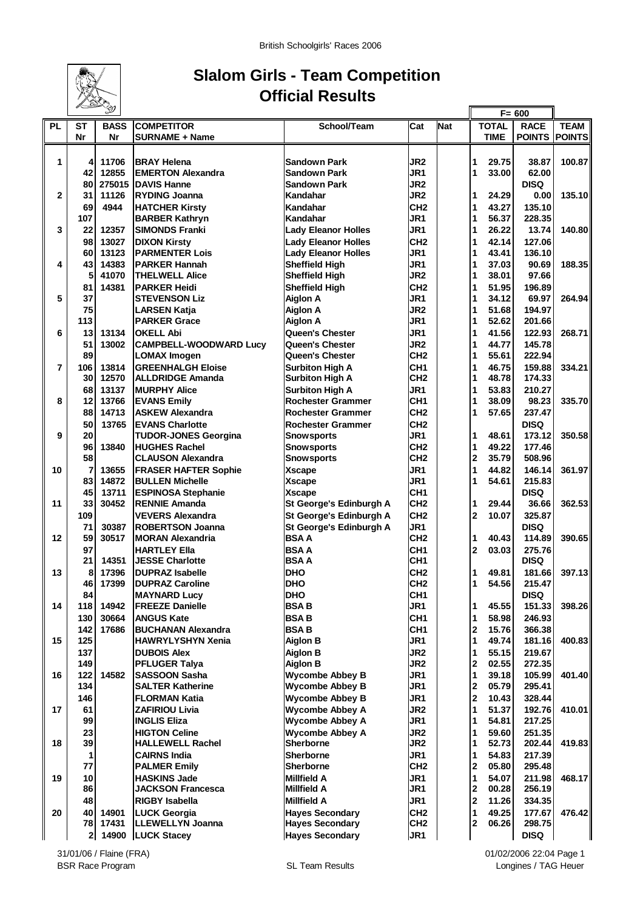# Slalom Girls - Team Competition
## Official Results

| PL | ST Nr | BASS Nr | COMPETITOR SURNAME + Name | School/Team | Cat | Nat | | TOTAL TIME | F= 600 RACE POINTS | TEAM POINTS |
|---|---|---|---|---|---|---|---|---|---|---|
| 1 | 4 | 11706 | BRAY Helena | Sandown Park | JR2 | | 1 | 29.75 | 38.87 | 100.87 |
| | 42 | 12855 | EMERTON Alexandra | Sandown Park | JR1 | | 1 | 33.00 | 62.00 | |
| | 80 | 275015 | DAVIS Hanne | Sandown Park | JR2 | | | | DISQ | |
| 2 | 31 | 11126 | RYDING Joanna | Kandahar | JR2 | | 1 | 24.29 | 0.00 | 135.10 |
| | 69 | 4944 | HATCHER Kirsty | Kandahar | CH2 | | 1 | 43.27 | 135.10 | |
| | 107 | | BARBER Kathryn | Kandahar | JR1 | | 1 | 56.37 | 228.35 | |
| 3 | 22 | 12357 | SIMONDS Franki | Lady Eleanor Holles | JR1 | | 1 | 26.22 | 13.74 | 140.80 |
| | 98 | 13027 | DIXON Kirsty | Lady Eleanor Holles | CH2 | | 1 | 42.14 | 127.06 | |
| | 60 | 13123 | PARMENTER Lois | Lady Eleanor Holles | JR1 | | 1 | 43.41 | 136.10 | |
| 4 | 43 | 14383 | PARKER Hannah | Sheffield High | JR1 | | 1 | 37.03 | 90.69 | 188.35 |
| | 5 | 41070 | THELWELL Alice | Sheffield High | JR2 | | 1 | 38.01 | 97.66 | |
| | 81 | 14381 | PARKER Heidi | Sheffield High | CH2 | | 1 | 51.95 | 196.89 | |
| 5 | 37 | | STEVENSON Liz | Aiglon A | JR1 | | 1 | 34.12 | 69.97 | 264.94 |
| | 75 | | LARSEN Katja | Aiglon A | JR2 | | 1 | 51.68 | 194.97 | |
| | 113 | | PARKER Grace | Aiglon A | JR1 | | 1 | 52.62 | 201.66 | |
| 6 | 13 | 13134 | OKELL Abi | Queen's Chester | JR1 | | 1 | 41.56 | 122.93 | 268.71 |
| | 51 | 13002 | CAMPBELL-WOODWARD Lucy | Queen's Chester | JR2 | | 1 | 44.77 | 145.78 | |
| | 89 | | LOMAX Imogen | Queen's Chester | CH2 | | 1 | 55.61 | 222.94 | |
| 7 | 106 | 13814 | GREENHALGH Eloise | Surbiton High A | CH1 | | 1 | 46.75 | 159.88 | 334.21 |
| | 30 | 12570 | ALLDRIDGE Amanda | Surbiton High A | CH2 | | 1 | 48.78 | 174.33 | |
| | 68 | 13137 | MURPHY Alice | Surbiton High A | JR1 | | 1 | 53.83 | 210.27 | |
| 8 | 12 | 13766 | EVANS Emily | Rochester Grammer | CH1 | | 1 | 38.09 | 98.23 | 335.70 |
| | 88 | 14713 | ASKEW Alexandra | Rochester Grammer | CH2 | | 1 | 57.65 | 237.47 | |
| | 50 | 13765 | EVANS Charlotte | Rochester Grammer | CH2 | | | | DISQ | |
| 9 | 20 | | TUDOR-JONES Georgina | Snowsports | JR1 | | 1 | 48.61 | 173.12 | 350.58 |
| | 96 | 13840 | HUGHES Rachel | Snowsports | CH2 | | 1 | 49.22 | 177.46 | |
| | 58 | | CLAUSON Alexandra | Snowsports | CH2 | | 2 | 35.79 | 508.96 | |
| 10 | 7 | 13655 | FRASER HAFTER Sophie | Xscape | JR1 | | 1 | 44.82 | 146.14 | 361.97 |
| | 83 | 14872 | BULLEN Michelle | Xscape | JR1 | | 1 | 54.61 | 215.83 | |
| | 45 | 13711 | ESPINOSA Stephanie | Xscape | CH1 | | | | DISQ | |
| 11 | 33 | 30452 | RENNIE Amanda | St George's Edinburgh A | CH2 | | 1 | 29.44 | 36.66 | 362.53 |
| | 109 | | VEVERS Alexandra | St George's Edinburgh A | CH2 | | 2 | 10.07 | 325.87 | |
| | 71 | 30387 | ROBERTSON Joanna | St George's Edinburgh A | JR1 | | | | DISQ | |
| 12 | 59 | 30517 | MORAN Alexandria | BSA A | CH2 | | 1 | 40.43 | 114.89 | 390.65 |
| | 97 | | HARTLEY Ella | BSA A | CH1 | | 2 | 03.03 | 275.76 | |
| | 21 | 14351 | JESSE Charlotte | BSA A | CH1 | | | | DISQ | |
| 13 | 8 | 17396 | DUPRAZ Isabelle | DHO | CH2 | | 1 | 49.81 | 181.66 | 397.13 |
| | 46 | 17399 | DUPRAZ Caroline | DHO | CH2 | | 1 | 54.56 | 215.47 | |
| | 84 | | MAYNARD Lucy | DHO | CH1 | | | | DISQ | |
| 14 | 118 | 14942 | FREEZE Danielle | BSA B | JR1 | | 1 | 45.55 | 151.33 | 398.26 |
| | 130 | 30664 | ANGUS Kate | BSA B | CH1 | | 1 | 58.98 | 246.93 | |
| | 142 | 17686 | BUCHANAN Alexandra | BSA B | CH1 | | 2 | 15.76 | 366.38 | |
| 15 | 125 | | HAWRYLYSHYN Xenia | Aiglon B | JR1 | | 1 | 49.74 | 181.16 | 400.83 |
| | 137 | | DUBOIS Alex | Aiglon B | JR2 | | 1 | 55.15 | 219.67 | |
| | 149 | | PFLUGER Talya | Aiglon B | JR2 | | 2 | 02.55 | 272.35 | |
| 16 | 122 | 14582 | SASSOON Sasha | Wycombe Abbey B | JR1 | | 1 | 39.18 | 105.99 | 401.40 |
| | 134 | | SALTER Katherine | Wycombe Abbey B | JR1 | | 2 | 05.79 | 295.41 | |
| | 146 | | FLORMAN Katia | Wycombe Abbey B | JR1 | | 2 | 10.43 | 328.44 | |
| 17 | 61 | | ZAFIRIOU Livia | Wycombe Abbey A | JR2 | | 1 | 51.37 | 192.76 | 410.01 |
| | 99 | | INGLIS Eliza | Wycombe Abbey A | JR1 | | 1 | 54.81 | 217.25 | |
| | 23 | | HIGTON Celine | Wycombe Abbey A | JR2 | | 1 | 59.60 | 251.35 | |
| 18 | 39 | | HALLEWELL Rachel | Sherborne | JR2 | | 1 | 52.73 | 202.44 | 419.83 |
| | 1 | | CAIRNS India | Sherborne | JR1 | | 1 | 54.83 | 217.39 | |
| | 77 | | PALMER Emily | Sherborne | CH2 | | 2 | 05.80 | 295.48 | |
| 19 | 10 | | HASKINS Jade | Millfield A | JR1 | | 1 | 54.07 | 211.98 | 468.17 |
| | 86 | | JACKSON Francesca | Millfield A | JR1 | | 2 | 00.28 | 256.19 | |
| | 48 | | RIGBY Isabella | Millfield A | JR1 | | 2 | 11.26 | 334.35 | |
| 20 | 40 | 14901 | LUCK Georgia | Hayes Secondary | CH2 | | 1 | 49.25 | 177.67 | 476.42 |
| | 78 | 17431 | LLEWELLYN Joanna | Hayes Secondary | CH2 | | 2 | 06.26 | 298.75 | |
| | 2 | 14900 | LUCK Stacey | Hayes Secondary | JR1 | | | | DISQ | |

31/01/06 / Flaine (FRA) — 01/02/2006 22:04 Page 1

BSR Race Program — SL Team Results — Longines / TAG Heuer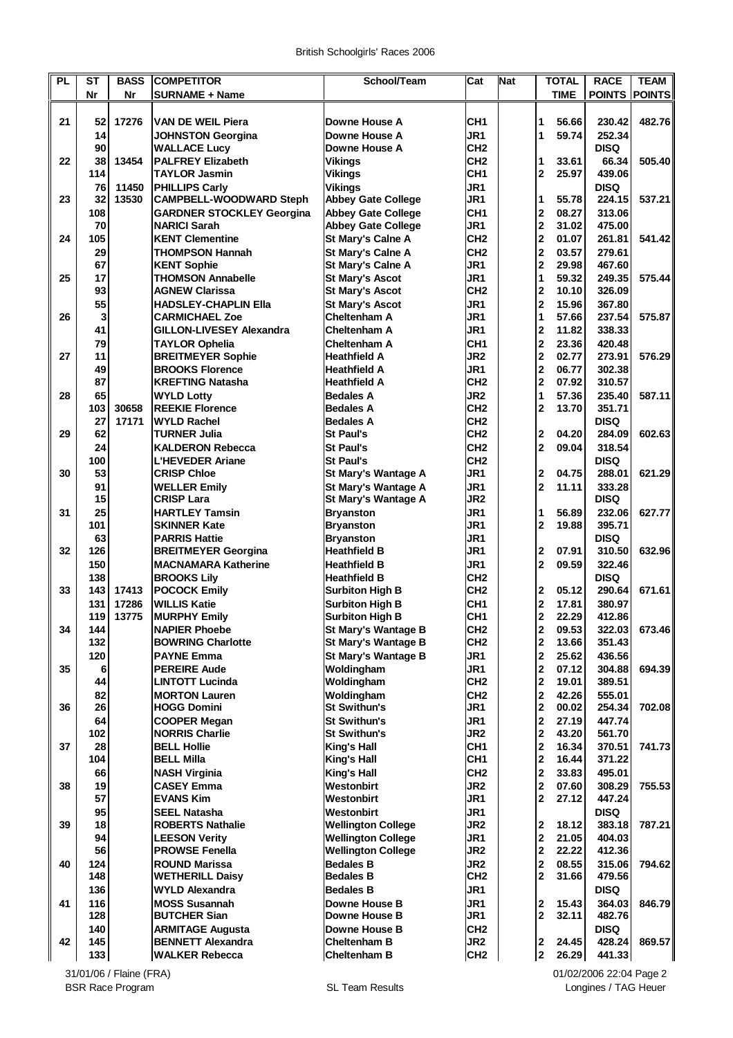British Schoolgirls' Races 2006

| PL | ST Nr | BASS Nr | COMPETITOR SURNAME + Name | School/Team | Cat | Nat | | TOTAL TIME | RACE POINTS | TEAM POINTS |
|---|---|---|---|---|---|---|---|---|---|---|
| 21 | 52 | 17276 | VAN DE WEIL Piera | Downe House A | CH1 | | 1 | 56.66 | 230.42 | 482.76 |
| | 14 | | JOHNSTON Georgina | Downe House A | JR1 | | 1 | 59.74 | 252.34 | |
| | 90 | | WALLACE Lucy | Downe House A | CH2 | | | | DISQ | |
| 22 | 38 | 13454 | PALFREY Elizabeth | Vikings | CH2 | | 1 | 33.61 | 66.34 | 505.40 |
| | 114 | | TAYLOR Jasmin | Vikings | CH1 | | 2 | 25.97 | 439.06 | |
| | 76 | 11450 | PHILLIPS Carly | Vikings | JR1 | | | | DISQ | |
| 23 | 32 | 13530 | CAMPBELL-WOODWARD Steph | Abbey Gate College | JR1 | | 1 | 55.78 | 224.15 | 537.21 |
| | 108 | | GARDNER STOCKLEY Georgina | Abbey Gate College | CH1 | | 2 | 08.27 | 313.06 | |
| | 70 | | NARICI Sarah | Abbey Gate College | JR1 | | 2 | 31.02 | 475.00 | |
| 24 | 105 | | KENT Clementine | St Mary's Calne A | CH2 | | 2 | 01.07 | 261.81 | 541.42 |
| | 29 | | THOMPSON Hannah | St Mary's Calne A | CH2 | | 2 | 03.57 | 279.61 | |
| | 67 | | KENT Sophie | St Mary's Calne A | JR1 | | 2 | 29.98 | 467.60 | |
| 25 | 17 | | THOMSON Annabelle | St Mary's Ascot | JR1 | | 1 | 59.32 | 249.35 | 575.44 |
| | 93 | | AGNEW Clarissa | St Mary's Ascot | CH2 | | 2 | 10.10 | 326.09 | |
| | 55 | | HADSLEY-CHAPLIN Ella | St Mary's Ascot | JR1 | | 2 | 15.96 | 367.80 | |
| 26 | 3 | | CARMICHAEL Zoe | Cheltenham A | JR1 | | 1 | 57.66 | 237.54 | 575.87 |
| | 41 | | GILLON-LIVESEY Alexandra | Cheltenham A | JR1 | | 2 | 11.82 | 338.33 | |
| | 79 | | TAYLOR Ophelia | Cheltenham A | CH1 | | 2 | 23.36 | 420.48 | |
| 27 | 11 | | BREITMEYER Sophie | Heathfield A | JR2 | | 2 | 02.77 | 273.91 | 576.29 |
| | 49 | | BROOKS Florence | Heathfield A | JR1 | | 2 | 06.77 | 302.38 | |
| | 87 | | KREFTING Natasha | Heathfield A | CH2 | | 2 | 07.92 | 310.57 | |
| 28 | 65 | | WYLD Lotty | Bedales A | JR2 | | 1 | 57.36 | 235.40 | 587.11 |
| | 103 | 30658 | REEKIE Florence | Bedales A | CH2 | | 2 | 13.70 | 351.71 | |
| | 27 | 17171 | WYLD Rachel | Bedales A | CH2 | | | | DISQ | |
| 29 | 62 | | TURNER Julia | St Paul's | CH2 | | 2 | 04.20 | 284.09 | 602.63 |
| | 24 | | KALDERON Rebecca | St Paul's | CH2 | | 2 | 09.04 | 318.54 | |
| | 100 | | L'HEVEDER Ariane | St Paul's | CH2 | | | | DISQ | |
| 30 | 53 | | CRISP Chloe | St Mary's Wantage A | JR1 | | 2 | 04.75 | 288.01 | 621.29 |
| | 91 | | WELLER Emily | St Mary's Wantage A | JR1 | | 2 | 11.11 | 333.28 | |
| | 15 | | CRISP Lara | St Mary's Wantage A | JR2 | | | | DISQ | |
| 31 | 25 | | HARTLEY Tamsin | Bryanston | JR1 | | 1 | 56.89 | 232.06 | 627.77 |
| | 101 | | SKINNER Kate | Bryanston | JR1 | | 2 | 19.88 | 395.71 | |
| | 63 | | PARRIS Hattie | Bryanston | JR1 | | | | DISQ | |
| 32 | 126 | | BREITMEYER Georgina | Heathfield B | JR1 | | 2 | 07.91 | 310.50 | 632.96 |
| | 150 | | MACNAMARA Katherine | Heathfield B | JR1 | | 2 | 09.59 | 322.46 | |
| | 138 | | BROOKS Lily | Heathfield B | CH2 | | | | DISQ | |
| 33 | 143 | 17413 | POCOCK Emily | Surbiton High B | CH2 | | 2 | 05.12 | 290.64 | 671.61 |
| | 131 | 17286 | WILLIS Katie | Surbiton High B | CH1 | | 2 | 17.81 | 380.97 | |
| | 119 | 13775 | MURPHY Emily | Surbiton High B | CH1 | | 2 | 22.29 | 412.86 | |
| 34 | 144 | | NAPIER Phoebe | St Mary's Wantage B | CH2 | | 2 | 09.53 | 322.03 | 673.46 |
| | 132 | | BOWRING Charlotte | St Mary's Wantage B | CH2 | | 2 | 13.66 | 351.43 | |
| | 120 | | PAYNE Emma | St Mary's Wantage B | JR1 | | 2 | 25.62 | 436.56 | |
| 35 | 6 | | PEREIRE Aude | Woldingham | JR1 | | 2 | 07.12 | 304.88 | 694.39 |
| | 44 | | LINTOTT Lucinda | Woldingham | CH2 | | 2 | 19.01 | 389.51 | |
| | 82 | | MORTON Lauren | Woldingham | CH2 | | 2 | 42.26 | 555.01 | |
| 36 | 26 | | HOGG Domini | St Swithun's | JR1 | | 2 | 00.02 | 254.34 | 702.08 |
| | 64 | | COOPER Megan | St Swithun's | JR1 | | 2 | 27.19 | 447.74 | |
| | 102 | | NORRIS Charlie | St Swithun's | JR2 | | 2 | 43.20 | 561.70 | |
| 37 | 28 | | BELL Hollie | King's Hall | CH1 | | 2 | 16.34 | 370.51 | 741.73 |
| | 104 | | BELL Milla | King's Hall | CH1 | | 2 | 16.44 | 371.22 | |
| | 66 | | NASH Virginia | King's Hall | CH2 | | 2 | 33.83 | 495.01 | |
| 38 | 19 | | CASEY Emma | Westonbirt | JR2 | | 2 | 07.60 | 308.29 | 755.53 |
| | 57 | | EVANS Kim | Westonbirt | JR1 | | 2 | 27.12 | 447.24 | |
| | 95 | | SEEL Natasha | Westonbirt | JR1 | | | | DISQ | |
| 39 | 18 | | ROBERTS Nathalie | Wellington College | JR2 | | 2 | 18.12 | 383.18 | 787.21 |
| | 94 | | LEESON Verity | Wellington College | JR1 | | 2 | 21.05 | 404.03 | |
| | 56 | | PROWSE Fenella | Wellington College | JR2 | | 2 | 22.22 | 412.36 | |
| 40 | 124 | | ROUND Marissa | Bedales B | JR2 | | 2 | 08.55 | 315.06 | 794.62 |
| | 148 | | WETHERILL Daisy | Bedales B | CH2 | | 2 | 31.66 | 479.56 | |
| | 136 | | WYLD Alexandra | Bedales B | JR1 | | | | DISQ | |
| 41 | 116 | | MOSS Susannah | Downe House B | JR1 | | 2 | 15.43 | 364.03 | 846.79 |
| | 128 | | BUTCHER Sian | Downe House B | JR1 | | 2 | 32.11 | 482.76 | |
| | 140 | | ARMITAGE Augusta | Downe House B | CH2 | | | | DISQ | |
| 42 | 145 | | BENNETT Alexandra | Cheltenham B | JR2 | | 2 | 24.45 | 428.24 | 869.57 |
| | 133 | | WALKER Rebecca | Cheltenham B | CH2 | | 2 | 26.29 | 441.33 | |

31/01/06 / Flaine (FRA) — 01/02/2006 22:04

BSR Race Program — SL Team Results — Longines / TAG Heuer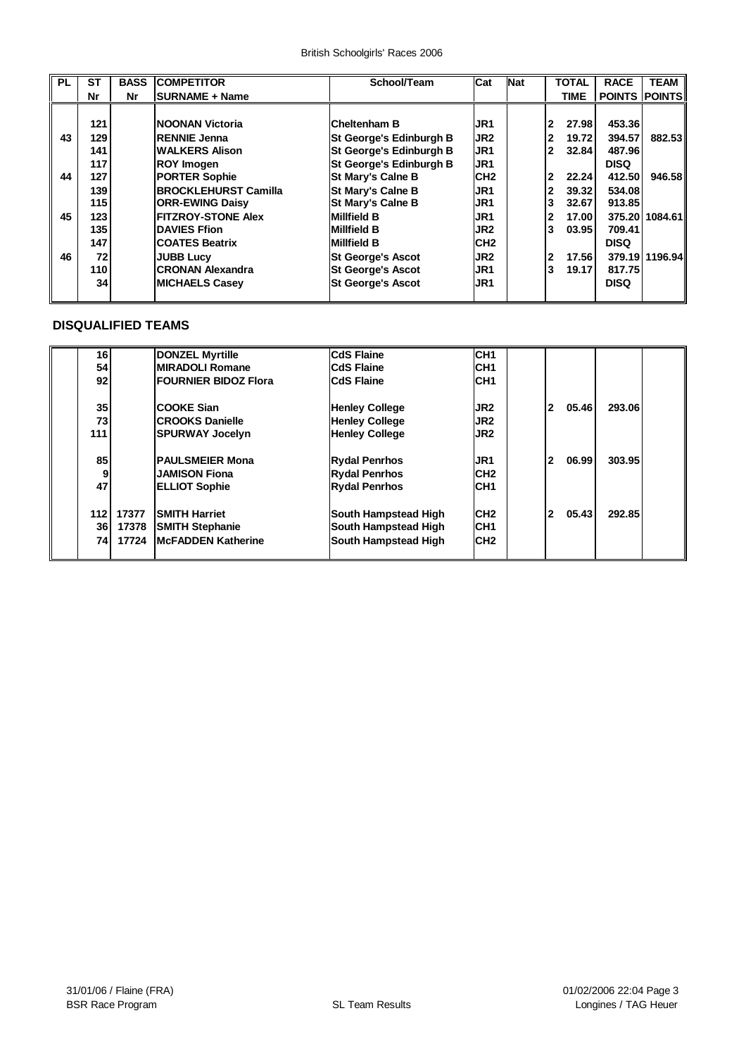| PL | ST Nr | BASS Nr | COMPETITOR SURNAME + Name | School/Team | Cat | Nat | | TOTAL TIME | RACE POINTS | TEAM POINTS |
|---|---|---|---|---|---|---|---|---|---|---|
| | 121 | | NOONAN Victoria | Cheltenham B | JR1 | | 2 | 27.98 | 453.36 | |
| 43 | 129 | | RENNIE Jenna | St George's Edinburgh B | JR2 | | 2 | 19.72 | 394.57 | 882.53 |
| | 141 | | WALKERS Alison | St George's Edinburgh B | JR1 | | 2 | 32.84 | 487.96 | |
| | 117 | | ROY Imogen | St George's Edinburgh B | JR1 | | | | DISQ | |
| 44 | 127 | | PORTER Sophie | St Mary's Calne B | CH2 | | 2 | 22.24 | 412.50 | 946.58 |
| | 139 | | BROCKLEHURST Camilla | St Mary's Calne B | JR1 | | 2 | 39.32 | 534.08 | |
| | 115 | | ORR-EWING Daisy | St Mary's Calne B | JR1 | | 3 | 32.67 | 913.85 | |
| 45 | 123 | | FITZROY-STONE Alex | Millfield B | JR1 | | 2 | 17.00 | 375.20 | 1084.61 |
| | 135 | | DAVIES Ffion | Millfield B | JR2 | | 3 | 03.95 | 709.41 | |
| | 147 | | COATES Beatrix | Millfield B | CH2 | | | | DISQ | |
| 46 | 72 | | JUBB Lucy | St George's Ascot | JR2 | | 2 | 17.56 | 379.19 | 1196.94 |
| | 110 | | CRONAN Alexandra | St George's Ascot | JR1 | | 3 | 19.17 | 817.75 | |
| | 34 | | MICHAELS Casey | St George's Ascot | JR1 | | | | DISQ | |

## DISQUALIFIED TEAMS

| | | | | | | | | | | |
|---|---|---|---|---|---|---|---|---|---|---|
| | 16 | | DONZEL Myrtille | CdS Flaine | CH1 | | | | | |
| | 54 | | MIRADOLI Romane | CdS Flaine | CH1 | | | | | |
| | 92 | | FOURNIER BIDOZ Flora | CdS Flaine | CH1 | | | | | |
| | 35 | | COOKE Sian | Henley College | JR2 | | 2 | 05.46 | 293.06 | |
| | 73 | | CROOKS Danielle | Henley College | JR2 | | | | | |
| | 111 | | SPURWAY Jocelyn | Henley College | JR2 | | | | | |
| | 85 | | PAULSMEIER Mona | Rydal Penrhos | JR1 | | 2 | 06.99 | 303.95 | |
| | 9 | | JAMISON Fiona | Rydal Penrhos | CH2 | | | | | |
| | 47 | | ELLIOT Sophie | Rydal Penrhos | CH1 | | | | | |
| | 112 | 17377 | SMITH Harriet | South Hampstead High | CH2 | | 2 | 05.43 | 292.85 | |
| | 36 | 17378 | SMITH Stephanie | South Hampstead High | CH1 | | | | | |
| | 74 | 17724 | McFADDEN Katherine | South Hampstead High | CH2 | | | | | |